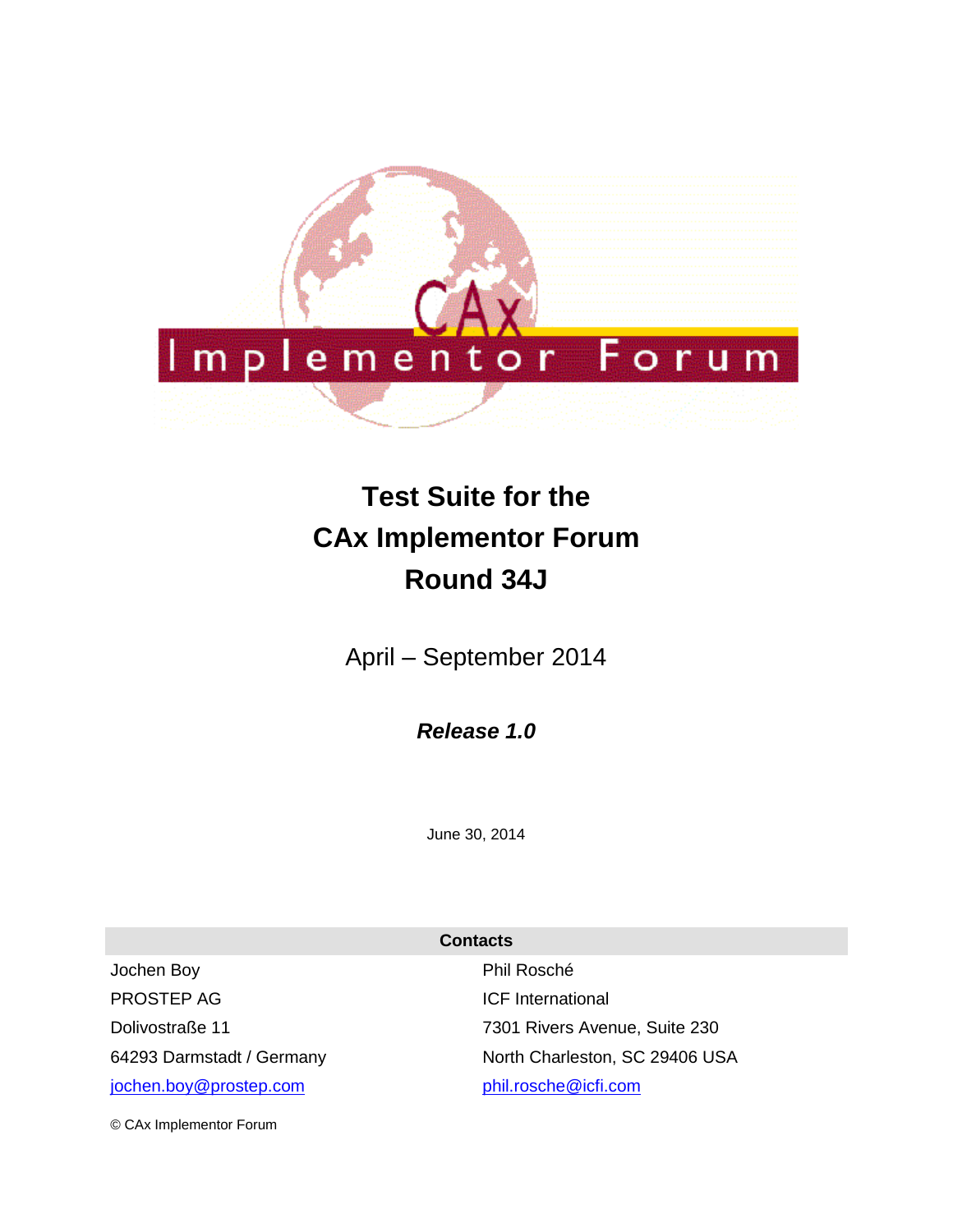# Test Suite for the CAx Implementor Forum Round 34J

April – September 2014

***Release 1.0***

June 30, 2014

| Contacts | |
|---|---|
| Jochen Boy | Phil Rosché |
| PROSTEP AG | ICF International |
| Dolivostraße 11 | 7301 Rivers Avenue, Suite 230 |
| 64293 Darmstadt / Germany | North Charleston, SC 29406 USA |
| jochen.boy@prostep.com | phil.rosche@icfi.com |

© CAx Implementor Forum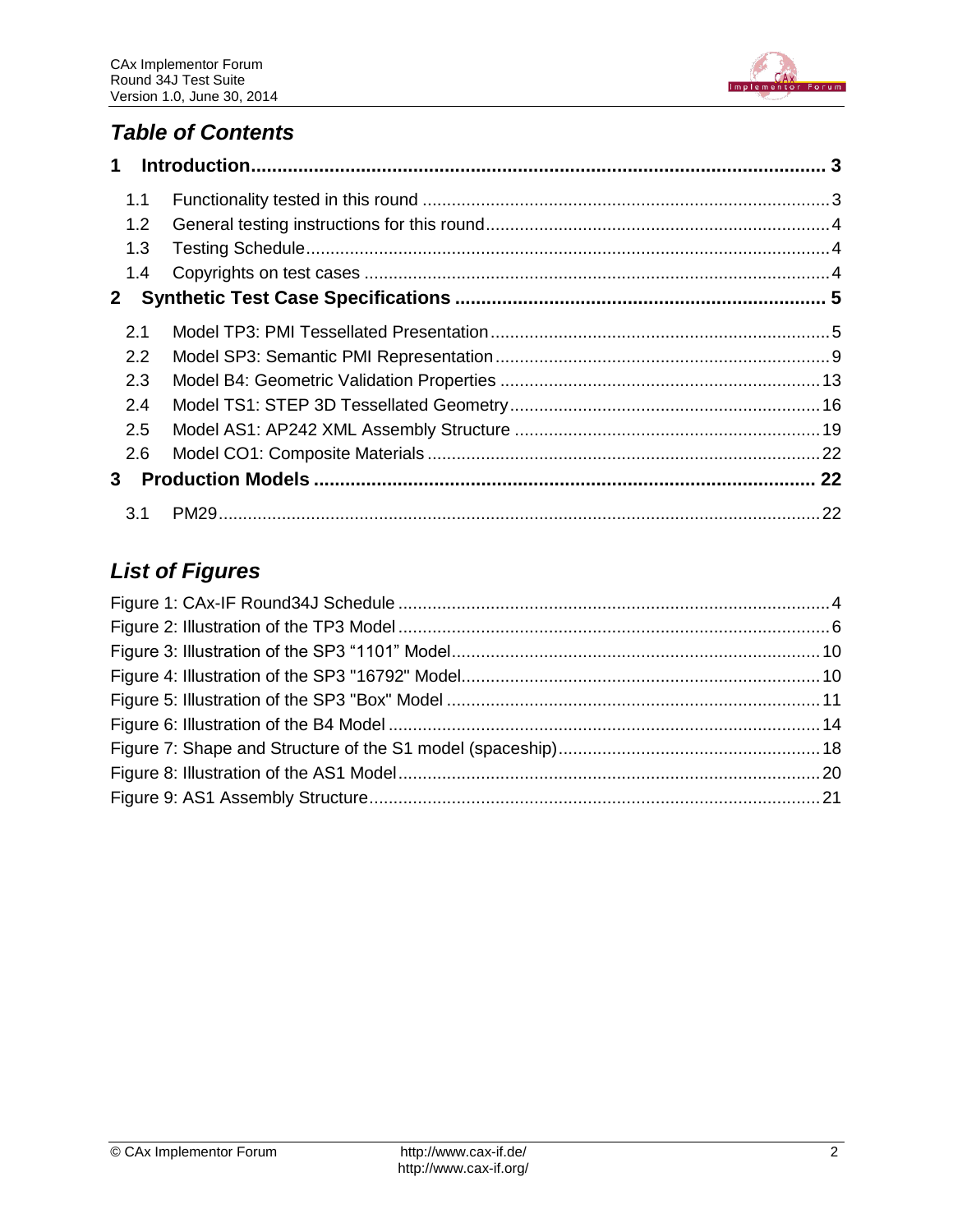## *Table of Contents*

**1 Introduction ........................................................................................................ 3**

1.1 Functionality tested in this round ..................................................................... 3

1.2 General testing instructions for this round ........................................................ 4

1.3 Testing Schedule ............................................................................................. 4

1.4 Copyrights on test cases .................................................................................. 4

**2 Synthetic Test Case Specifications ..................................................................... 5**

2.1 Model TP3: PMI Tessellated Presentation ........................................................ 5

2.2 Model SP3: Semantic PMI Representation ...................................................... 9

2.3 Model B4: Geometric Validation Properties ..................................................... 13

2.4 Model TS1: STEP 3D Tessellated Geometry ................................................... 16

2.5 Model AS1: AP242 XML Assembly Structure .................................................. 19

2.6 Model CO1: Composite Materials .................................................................... 22

**3 Production Models ........................................................................................... 22**

3.1 PM29 .............................................................................................................. 22

## *List of Figures*

Figure 1: CAx-IF Round34J Schedule ....................................................................... 4

Figure 2: Illustration of the TP3 Model ....................................................................... 6

Figure 3: Illustration of the SP3 “1101” Model ........................................................... 10

Figure 4: Illustration of the SP3 "16792" Model ......................................................... 10

Figure 5: Illustration of the SP3 "Box" Model ............................................................ 11

Figure 6: Illustration of the B4 Model ....................................................................... 14

Figure 7: Shape and Structure of the S1 model (spaceship) ..................................... 18

Figure 8: Illustration of the AS1 Model ...................................................................... 20

Figure 9: AS1 Assembly Structure ............................................................................ 21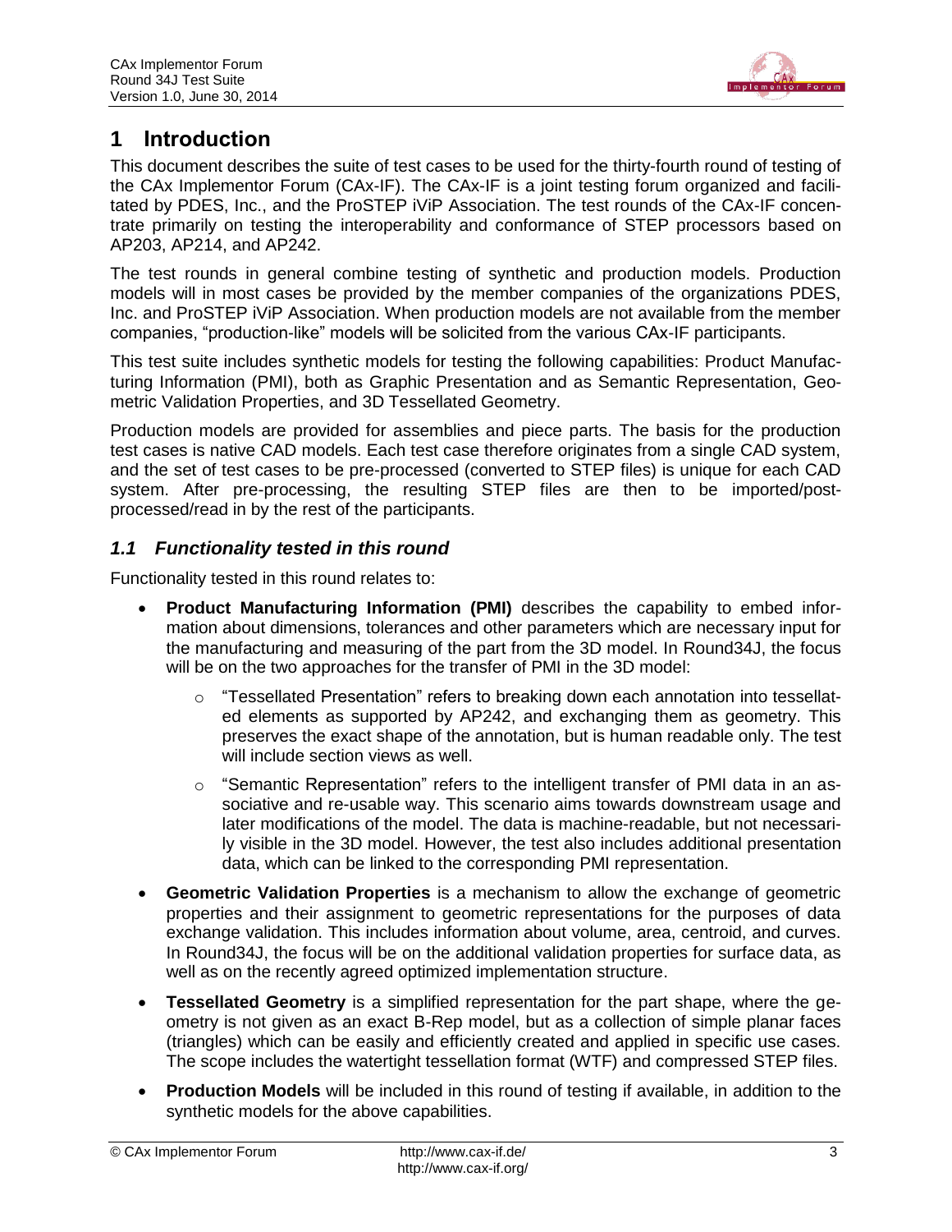# 1 Introduction

This document describes the suite of test cases to be used for the thirty-fourth round of testing of the CAx Implementor Forum (CAx-IF). The CAx-IF is a joint testing forum organized and facilitated by PDES, Inc., and the ProSTEP iViP Association. The test rounds of the CAx-IF concentrate primarily on testing the interoperability and conformance of STEP processors based on AP203, AP214, and AP242.

The test rounds in general combine testing of synthetic and production models. Production models will in most cases be provided by the member companies of the organizations PDES, Inc. and ProSTEP iViP Association. When production models are not available from the member companies, "production-like" models will be solicited from the various CAx-IF participants.

This test suite includes synthetic models for testing the following capabilities: Product Manufacturing Information (PMI), both as Graphic Presentation and as Semantic Representation, Geometric Validation Properties, and 3D Tessellated Geometry.

Production models are provided for assemblies and piece parts. The basis for the production test cases is native CAD models. Each test case therefore originates from a single CAD system, and the set of test cases to be pre-processed (converted to STEP files) is unique for each CAD system. After pre-processing, the resulting STEP files are then to be imported/post-processed/read in by the rest of the participants.

## *1.1 Functionality tested in this round*

Functionality tested in this round relates to:

- **Product Manufacturing Information (PMI)** describes the capability to embed information about dimensions, tolerances and other parameters which are necessary input for the manufacturing and measuring of the part from the 3D model. In Round34J, the focus will be on the two approaches for the transfer of PMI in the 3D model:
  - "Tessellated Presentation" refers to breaking down each annotation into tessellated elements as supported by AP242, and exchanging them as geometry. This preserves the exact shape of the annotation, but is human readable only. The test will include section views as well.
  - "Semantic Representation" refers to the intelligent transfer of PMI data in an associative and re-usable way. This scenario aims towards downstream usage and later modifications of the model. The data is machine-readable, but not necessarily visible in the 3D model. However, the test also includes additional presentation data, which can be linked to the corresponding PMI representation.
- **Geometric Validation Properties** is a mechanism to allow the exchange of geometric properties and their assignment to geometric representations for the purposes of data exchange validation. This includes information about volume, area, centroid, and curves. In Round34J, the focus will be on the additional validation properties for surface data, as well as on the recently agreed optimized implementation structure.
- **Tessellated Geometry** is a simplified representation for the part shape, where the geometry is not given as an exact B-Rep model, but as a collection of simple planar faces (triangles) which can be easily and efficiently created and applied in specific use cases. The scope includes the watertight tessellation format (WTF) and compressed STEP files.
- **Production Models** will be included in this round of testing if available, in addition to the synthetic models for the above capabilities.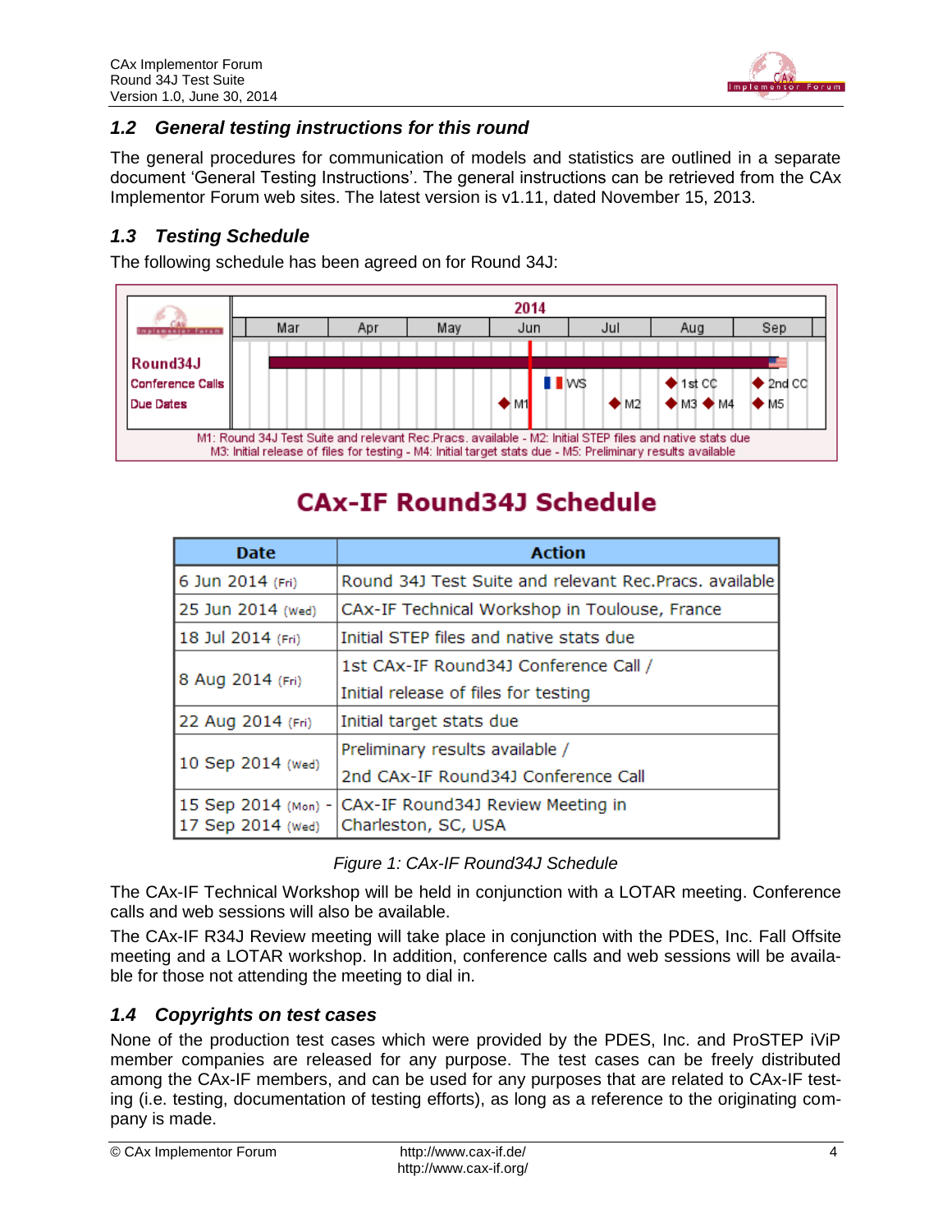## 1.2 General testing instructions for this round

The general procedures for communication of models and statistics are outlined in a separate document 'General Testing Instructions'. The general instructions can be retrieved from the CAx Implementor Forum web sites. The latest version is v1.11, dated November 15, 2013.

## 1.3 Testing Schedule

The following schedule has been agreed on for Round 34J:

M1: Round 34J Test Suite and relevant Rec.Pracs. available - M2: Initial STEP files and native stats due
M3: Initial release of files for testing - M4: Initial target stats due - M5: Preliminary results available

**CAx-IF Round34J Schedule**

| Date | Action |
|---|---|
| 6 Jun 2014 (Fri) | Round 34J Test Suite and relevant Rec.Pracs. available |
| 25 Jun 2014 (Wed) | CAx-IF Technical Workshop in Toulouse, France |
| 18 Jul 2014 (Fri) | Initial STEP files and native stats due |
| 8 Aug 2014 (Fri) | 1st CAx-IF Round34J Conference Call / Initial release of files for testing |
| 22 Aug 2014 (Fri) | Initial target stats due |
| 10 Sep 2014 (Wed) | Preliminary results available / 2nd CAx-IF Round34J Conference Call |
| 15 Sep 2014 (Mon) - 17 Sep 2014 (Wed) | CAx-IF Round34J Review Meeting in Charleston, SC, USA |

*Figure 1: CAx-IF Round34J Schedule*

The CAx-IF Technical Workshop will be held in conjunction with a LOTAR meeting. Conference calls and web sessions will also be available.

The CAx-IF R34J Review meeting will take place in conjunction with the PDES, Inc. Fall Offsite meeting and a LOTAR workshop. In addition, conference calls and web sessions will be available for those not attending the meeting to dial in.

## 1.4 Copyrights on test cases

None of the production test cases which were provided by the PDES, Inc. and ProSTEP iViP member companies are released for any purpose. The test cases can be freely distributed among the CAx-IF members, and can be used for any purposes that are related to CAx-IF testing (i.e. testing, documentation of testing efforts), as long as a reference to the originating company is made.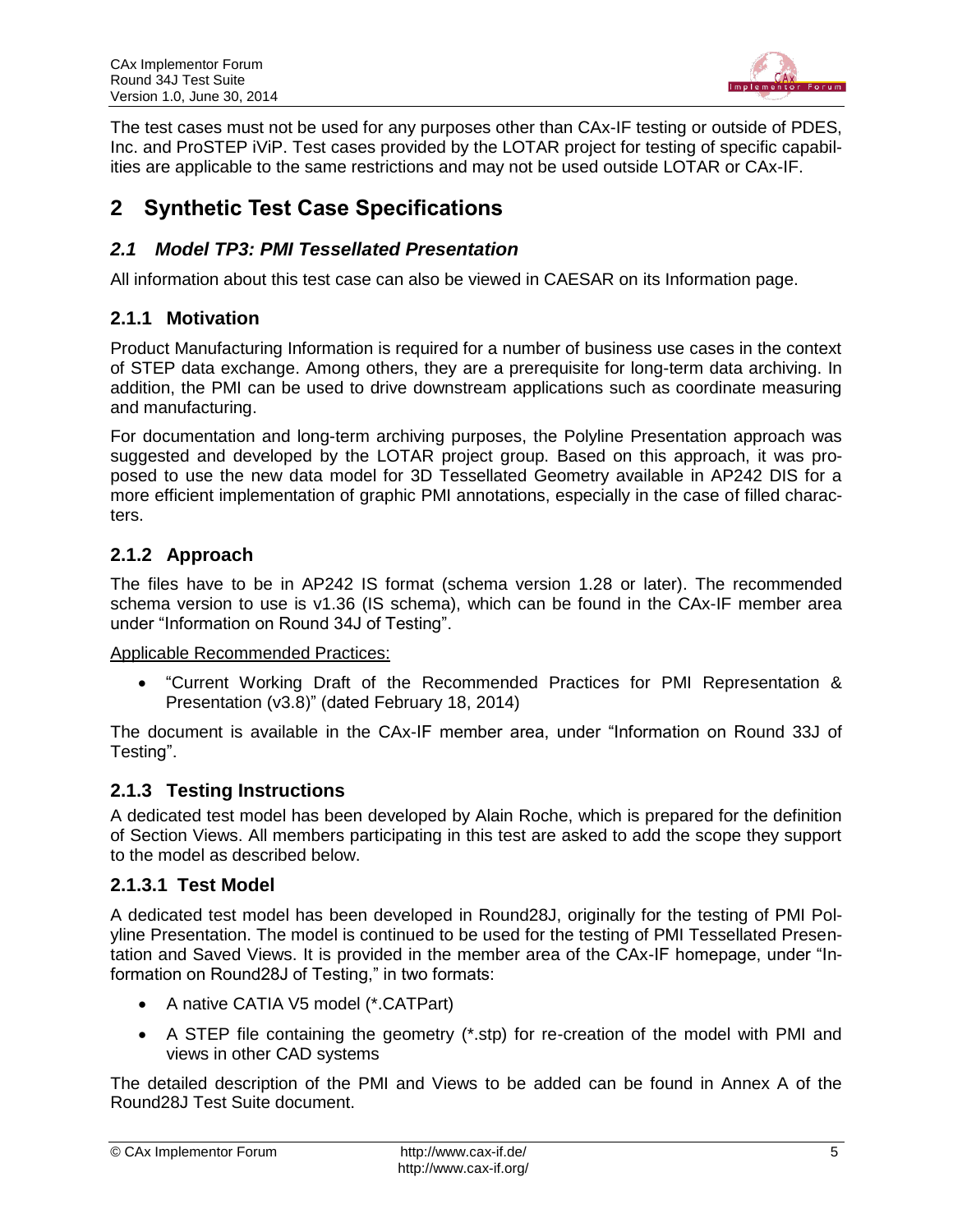The test cases must not be used for any purposes other than CAx-IF testing or outside of PDES, Inc. and ProSTEP iViP. Test cases provided by the LOTAR project for testing of specific capabilities are applicable to the same restrictions and may not be used outside LOTAR or CAx-IF.

# 2 Synthetic Test Case Specifications

## *2.1 Model TP3: PMI Tessellated Presentation*

All information about this test case can also be viewed in CAESAR on its Information page.

### 2.1.1 Motivation

Product Manufacturing Information is required for a number of business use cases in the context of STEP data exchange. Among others, they are a prerequisite for long-term data archiving. In addition, the PMI can be used to drive downstream applications such as coordinate measuring and manufacturing.

For documentation and long-term archiving purposes, the Polyline Presentation approach was suggested and developed by the LOTAR project group. Based on this approach, it was proposed to use the new data model for 3D Tessellated Geometry available in AP242 DIS for a more efficient implementation of graphic PMI annotations, especially in the case of filled characters.

### 2.1.2 Approach

The files have to be in AP242 IS format (schema version 1.28 or later). The recommended schema version to use is v1.36 (IS schema), which can be found in the CAx-IF member area under "Information on Round 34J of Testing".

Applicable Recommended Practices:

- "Current Working Draft of the Recommended Practices for PMI Representation & Presentation (v3.8)" (dated February 18, 2014)

The document is available in the CAx-IF member area, under "Information on Round 33J of Testing".

### 2.1.3 Testing Instructions

A dedicated test model has been developed by Alain Roche, which is prepared for the definition of Section Views. All members participating in this test are asked to add the scope they support to the model as described below.

#### 2.1.3.1 Test Model

A dedicated test model has been developed in Round28J, originally for the testing of PMI Polyline Presentation. The model is continued to be used for the testing of PMI Tessellated Presentation and Saved Views. It is provided in the member area of the CAx-IF homepage, under "Information on Round28J of Testing," in two formats:

- A native CATIA V5 model (*.CATPart)
- A STEP file containing the geometry (*.stp) for re-creation of the model with PMI and views in other CAD systems

The detailed description of the PMI and Views to be added can be found in Annex A of the Round28J Test Suite document.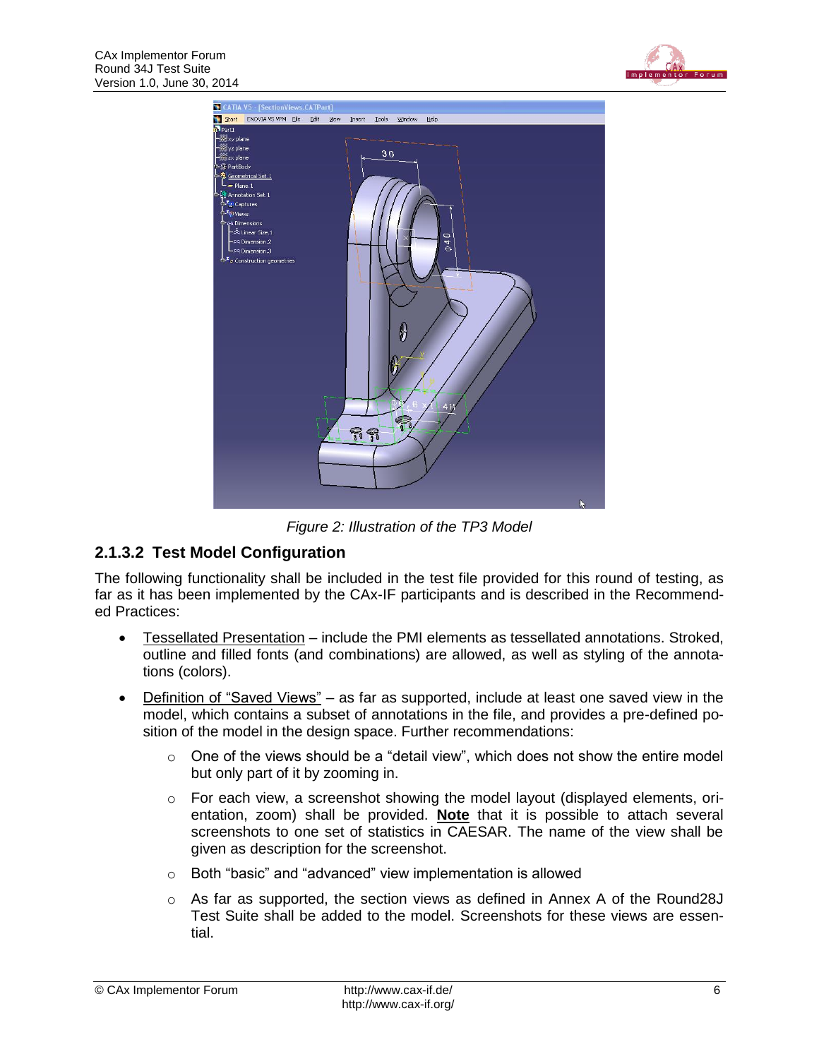*Figure 2: Illustration of the TP3 Model*

#### 2.1.3.2 Test Model Configuration

The following functionality shall be included in the test file provided for this round of testing, as far as it has been implemented by the CAx-IF participants and is described in the Recommended Practices:

- Tessellated Presentation – include the PMI elements as tessellated annotations. Stroked, outline and filled fonts (and combinations) are allowed, as well as styling of the annotations (colors).
- Definition of "Saved Views" – as far as supported, include at least one saved view in the model, which contains a subset of annotations in the file, and provides a pre-defined position of the model in the design space. Further recommendations:
  - One of the views should be a "detail view", which does not show the entire model but only part of it by zooming in.
  - For each view, a screenshot showing the model layout (displayed elements, orientation, zoom) shall be provided. **Note** that it is possible to attach several screenshots to one set of statistics in CAESAR. The name of the view shall be given as description for the screenshot.
  - Both "basic" and "advanced" view implementation is allowed
  - As far as supported, the section views as defined in Annex A of the Round28J Test Suite shall be added to the model. Screenshots for these views are essential.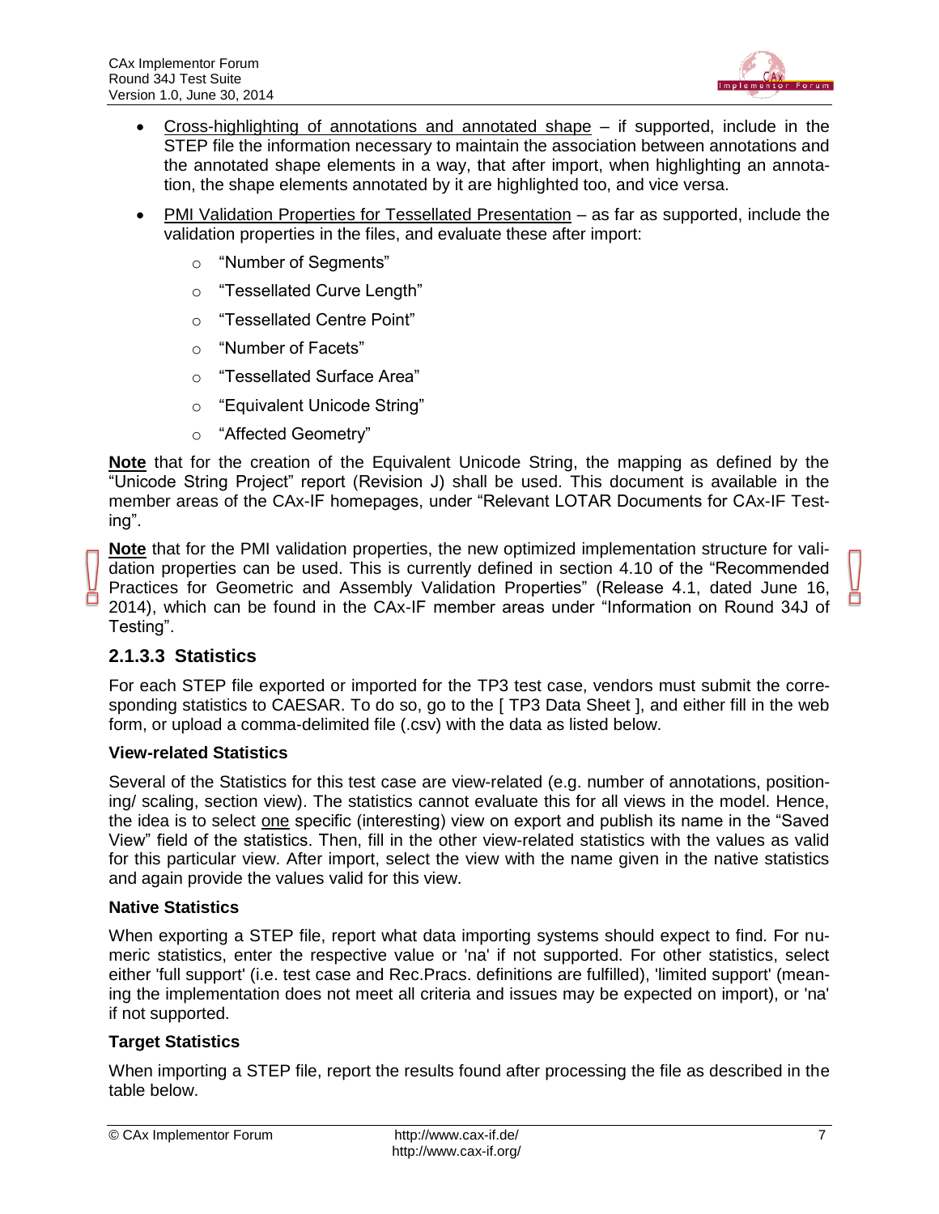- Cross-highlighting of annotations and annotated shape – if supported, include in the STEP file the information necessary to maintain the association between annotations and the annotated shape elements in a way, that after import, when highlighting an annotation, the shape elements annotated by it are highlighted too, and vice versa.
- PMI Validation Properties for Tessellated Presentation – as far as supported, include the validation properties in the files, and evaluate these after import:
  - "Number of Segments"
  - "Tessellated Curve Length"
  - "Tessellated Centre Point"
  - "Number of Facets"
  - "Tessellated Surface Area"
  - "Equivalent Unicode String"
  - "Affected Geometry"

**Note** that for the creation of the Equivalent Unicode String, the mapping as defined by the "Unicode String Project" report (Revision J) shall be used. This document is available in the member areas of the CAx-IF homepages, under "Relevant LOTAR Documents for CAx-IF Testing".

**Note** that for the PMI validation properties, the new optimized implementation structure for validation properties can be used. This is currently defined in section 4.10 of the "Recommended Practices for Geometric and Assembly Validation Properties" (Release 4.1, dated June 16, 2014), which can be found in the CAx-IF member areas under "Information on Round 34J of Testing".

#### 2.1.3.3 Statistics

For each STEP file exported or imported for the TP3 test case, vendors must submit the corresponding statistics to CAESAR. To do so, go to the [ TP3 Data Sheet ], and either fill in the web form, or upload a comma-delimited file (.csv) with the data as listed below.

**View-related Statistics**

Several of the Statistics for this test case are view-related (e.g. number of annotations, positioning/ scaling, section view). The statistics cannot evaluate this for all views in the model. Hence, the idea is to select one specific (interesting) view on export and publish its name in the "Saved View" field of the statistics. Then, fill in the other view-related statistics with the values as valid for this particular view. After import, select the view with the name given in the native statistics and again provide the values valid for this view.

**Native Statistics**

When exporting a STEP file, report what data importing systems should expect to find. For numeric statistics, enter the respective value or 'na' if not supported. For other statistics, select either 'full support' (i.e. test case and Rec.Pracs. definitions are fulfilled), 'limited support' (meaning the implementation does not meet all criteria and issues may be expected on import), or 'na' if not supported.

**Target Statistics**

When importing a STEP file, report the results found after processing the file as described in the table below.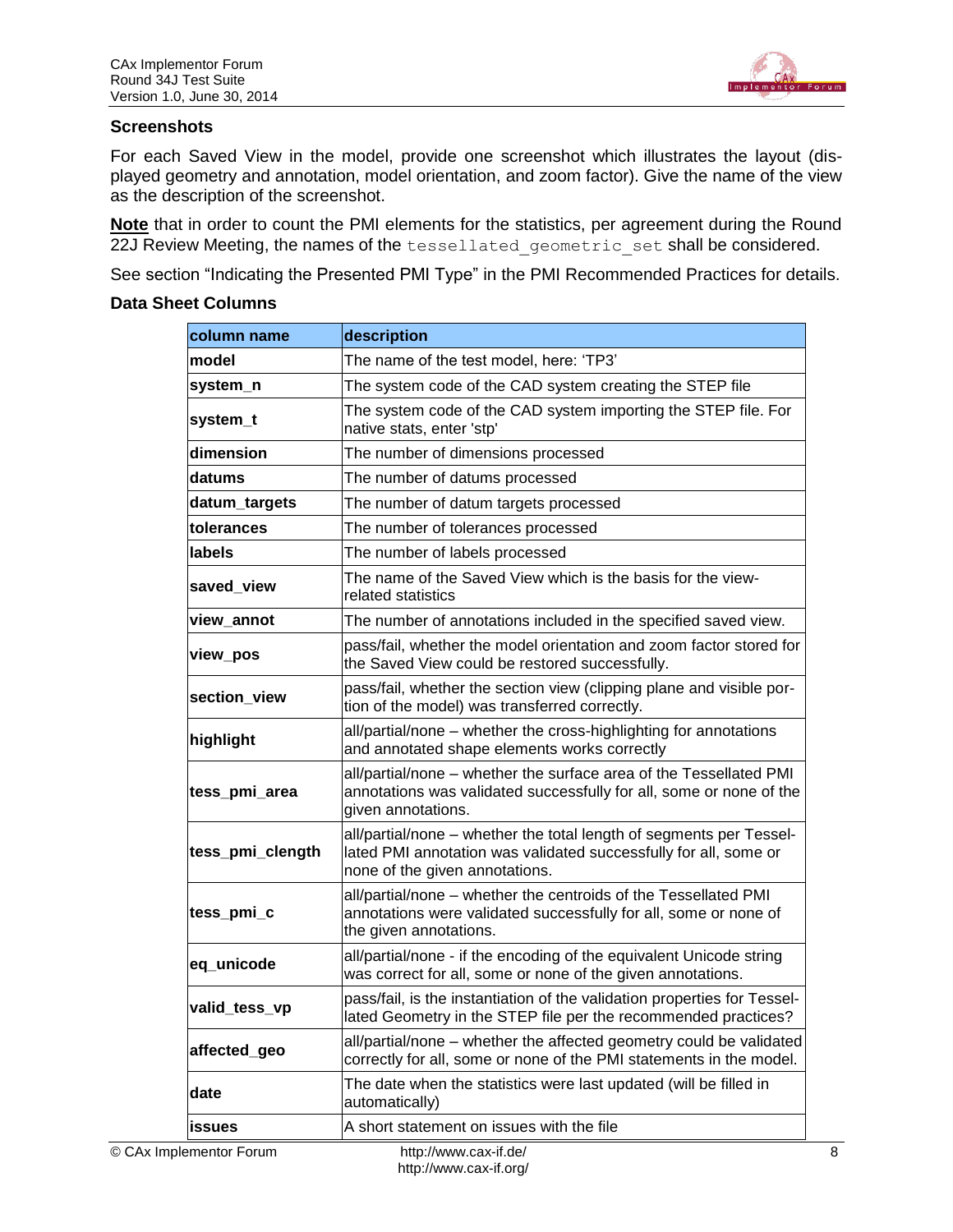### Screenshots

For each Saved View in the model, provide one screenshot which illustrates the layout (displayed geometry and annotation, model orientation, and zoom factor). Give the name of the view as the description of the screenshot.

**Note** that in order to count the PMI elements for the statistics, per agreement during the Round 22J Review Meeting, the names of the `tessellated_geometric_set` shall be considered.

See section "Indicating the Presented PMI Type" in the PMI Recommended Practices for details.

### Data Sheet Columns

| column name | description |
|---|---|
| **model** | The name of the test model, here: 'TP3' |
| **system_n** | The system code of the CAD system creating the STEP file |
| **system_t** | The system code of the CAD system importing the STEP file. For native stats, enter 'stp' |
| **dimension** | The number of dimensions processed |
| **datums** | The number of datums processed |
| **datum_targets** | The number of datum targets processed |
| **tolerances** | The number of tolerances processed |
| **labels** | The number of labels processed |
| **saved_view** | The name of the Saved View which is the basis for the view-related statistics |
| **view_annot** | The number of annotations included in the specified saved view. |
| **view_pos** | pass/fail, whether the model orientation and zoom factor stored for the Saved View could be restored successfully. |
| **section_view** | pass/fail, whether the section view (clipping plane and visible portion of the model) was transferred correctly. |
| **highlight** | all/partial/none – whether the cross-highlighting for annotations and annotated shape elements works correctly |
| **tess_pmi_area** | all/partial/none – whether the surface area of the Tessellated PMI annotations was validated successfully for all, some or none of the given annotations. |
| **tess_pmi_clength** | all/partial/none – whether the total length of segments per Tessellated PMI annotation was validated successfully for all, some or none of the given annotations. |
| **tess_pmi_c** | all/partial/none – whether the centroids of the Tessellated PMI annotations were validated successfully for all, some or none of the given annotations. |
| **eq_unicode** | all/partial/none - if the encoding of the equivalent Unicode string was correct for all, some or none of the given annotations. |
| **valid_tess_vp** | pass/fail, is the instantiation of the validation properties for Tessellated Geometry in the STEP file per the recommended practices? |
| **affected_geo** | all/partial/none – whether the affected geometry could be validated correctly for all, some or none of the PMI statements in the model. |
| **date** | The date when the statistics were last updated (will be filled in automatically) |
| **issues** | A short statement on issues with the file |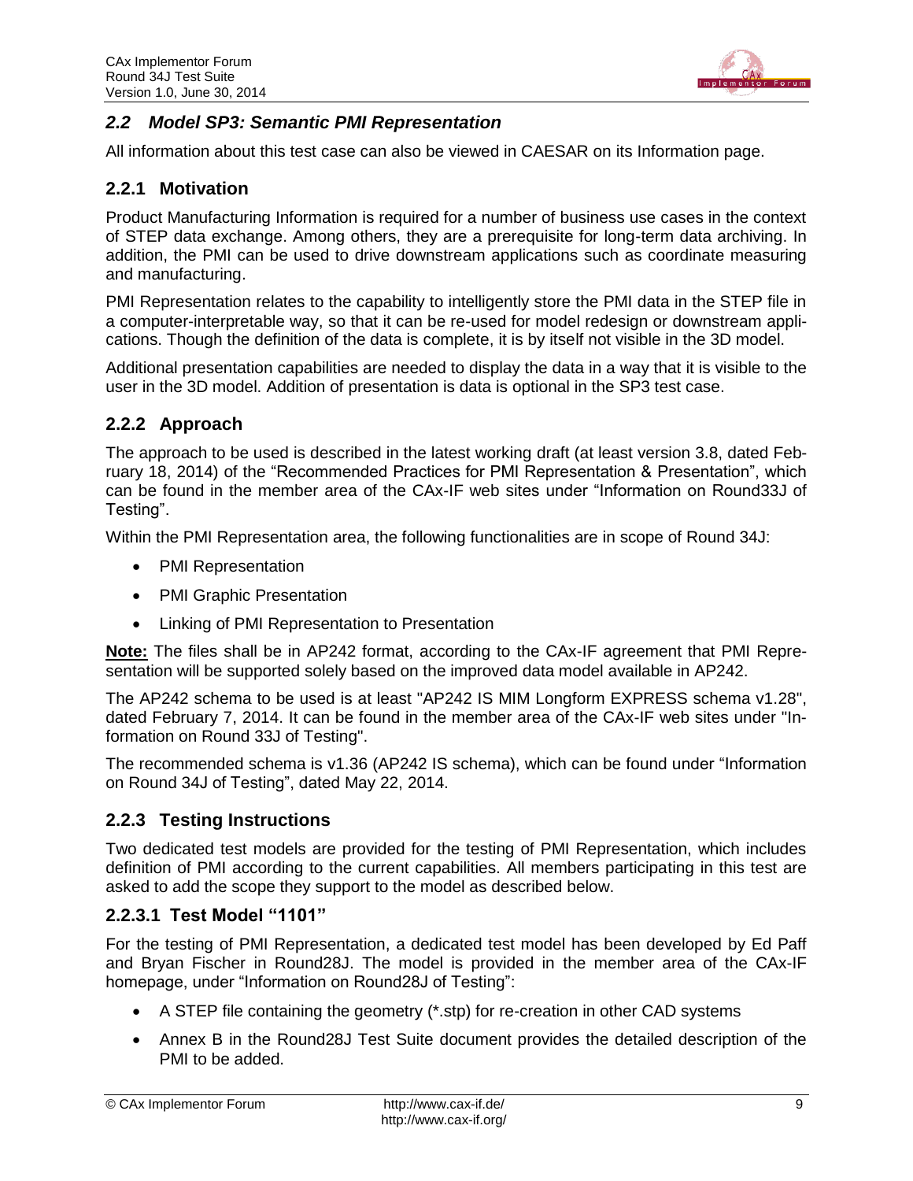## *2.2 Model SP3: Semantic PMI Representation*

All information about this test case can also be viewed in CAESAR on its Information page.

### 2.2.1 Motivation

Product Manufacturing Information is required for a number of business use cases in the context of STEP data exchange. Among others, they are a prerequisite for long-term data archiving. In addition, the PMI can be used to drive downstream applications such as coordinate measuring and manufacturing.

PMI Representation relates to the capability to intelligently store the PMI data in the STEP file in a computer-interpretable way, so that it can be re-used for model redesign or downstream applications. Though the definition of the data is complete, it is by itself not visible in the 3D model.

Additional presentation capabilities are needed to display the data in a way that it is visible to the user in the 3D model. Addition of presentation is data is optional in the SP3 test case.

### 2.2.2 Approach

The approach to be used is described in the latest working draft (at least version 3.8, dated February 18, 2014) of the "Recommended Practices for PMI Representation & Presentation", which can be found in the member area of the CAx-IF web sites under "Information on Round33J of Testing".

Within the PMI Representation area, the following functionalities are in scope of Round 34J:

- PMI Representation
- PMI Graphic Presentation
- Linking of PMI Representation to Presentation

**Note:** The files shall be in AP242 format, according to the CAx-IF agreement that PMI Representation will be supported solely based on the improved data model available in AP242.

The AP242 schema to be used is at least "AP242 IS MIM Longform EXPRESS schema v1.28", dated February 7, 2014. It can be found in the member area of the CAx-IF web sites under "Information on Round 33J of Testing".

The recommended schema is v1.36 (AP242 IS schema), which can be found under "Information on Round 34J of Testing", dated May 22, 2014.

### 2.2.3 Testing Instructions

Two dedicated test models are provided for the testing of PMI Representation, which includes definition of PMI according to the current capabilities. All members participating in this test are asked to add the scope they support to the model as described below.

#### 2.2.3.1 Test Model "1101"

For the testing of PMI Representation, a dedicated test model has been developed by Ed Paff and Bryan Fischer in Round28J. The model is provided in the member area of the CAx-IF homepage, under "Information on Round28J of Testing":

- A STEP file containing the geometry (*.stp) for re-creation in other CAD systems
- Annex B in the Round28J Test Suite document provides the detailed description of the PMI to be added.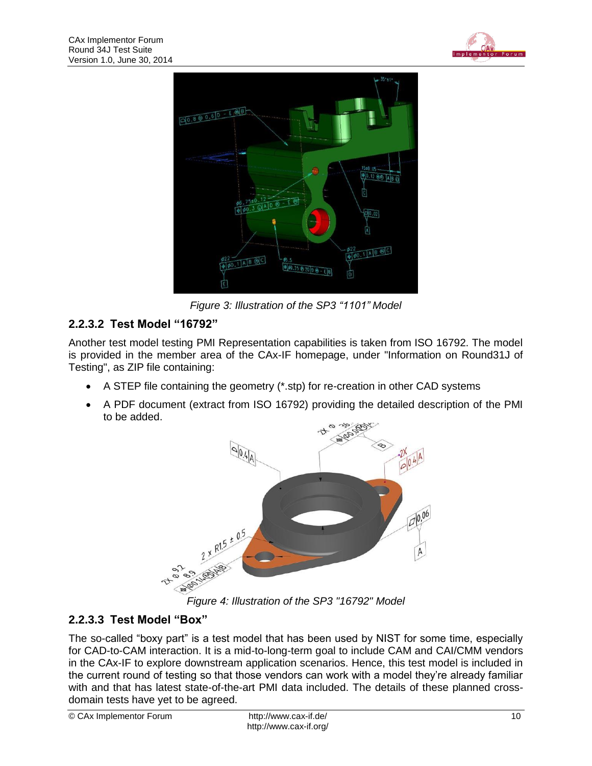*Figure 3: Illustration of the SP3 "1101" Model*

### 2.2.3.2 Test Model "16792"

Another test model testing PMI Representation capabilities is taken from ISO 16792. The model is provided in the member area of the CAx-IF homepage, under "Information on Round31J of Testing", as ZIP file containing:

- A STEP file containing the geometry (*.stp) for re-creation in other CAD systems
- A PDF document (extract from ISO 16792) providing the detailed description of the PMI to be added.

*Figure 4: Illustration of the SP3 "16792" Model*

### 2.2.3.3 Test Model "Box"

The so-called "boxy part" is a test model that has been used by NIST for some time, especially for CAD-to-CAM interaction. It is a mid-to-long-term goal to include CAM and CAI/CMM vendors in the CAx-IF to explore downstream application scenarios. Hence, this test model is included in the current round of testing so that those vendors can work with a model they're already familiar with and that has latest state-of-the-art PMI data included. The details of these planned cross-domain tests have yet to be agreed.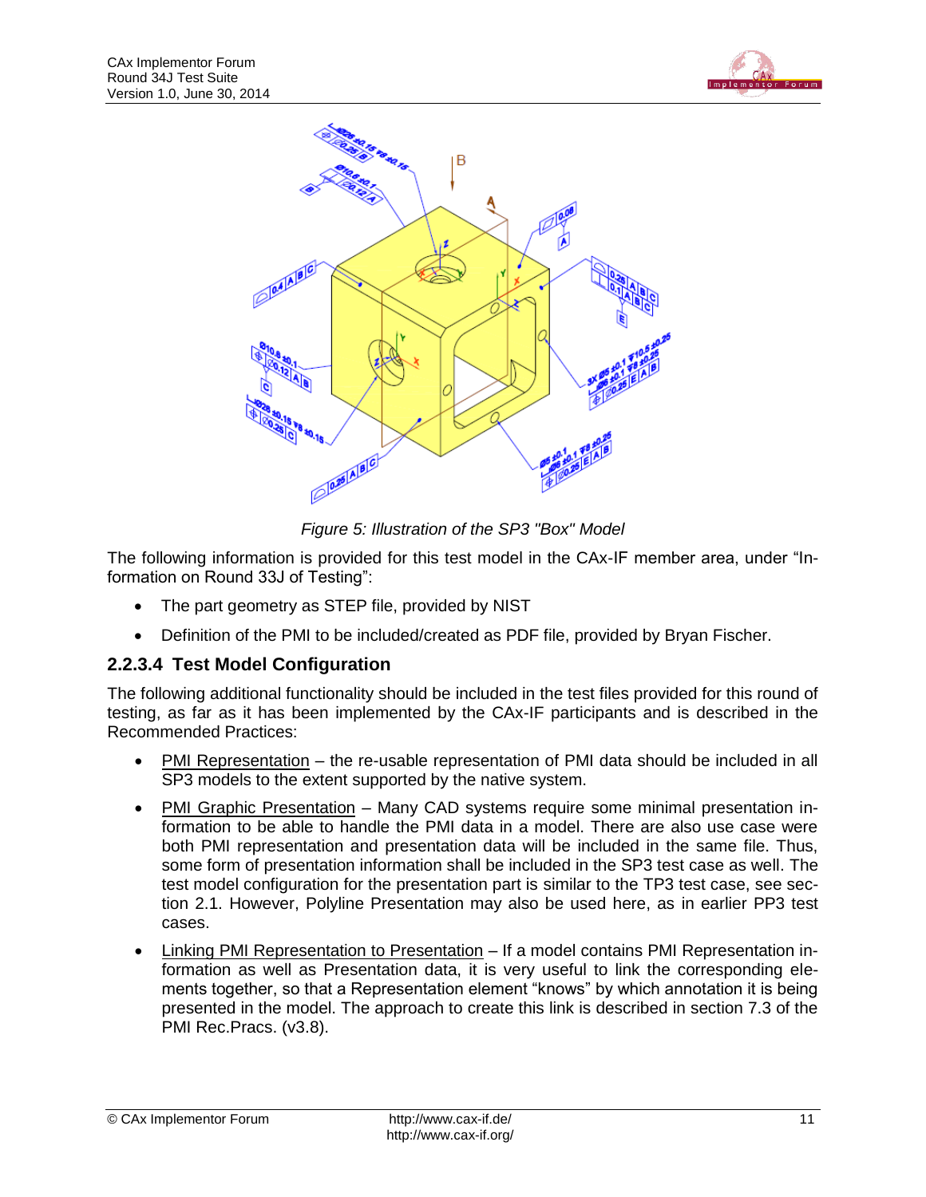Figure 5: Illustration of the SP3 "Box" Model

The following information is provided for this test model in the CAx-IF member area, under “Information on Round 33J of Testing”:

- The part geometry as STEP file, provided by NIST
- Definition of the PMI to be included/created as PDF file, provided by Bryan Fischer.

### 2.2.3.4 Test Model Configuration

The following additional functionality should be included in the test files provided for this round of testing, as far as it has been implemented by the CAx-IF participants and is described in the Recommended Practices:

- PMI Representation – the re-usable representation of PMI data should be included in all SP3 models to the extent supported by the native system.
- PMI Graphic Presentation – Many CAD systems require some minimal presentation information to be able to handle the PMI data in a model. There are also use case were both PMI representation and presentation data will be included in the same file. Thus, some form of presentation information shall be included in the SP3 test case as well. The test model configuration for the presentation part is similar to the TP3 test case, see section 2.1. However, Polyline Presentation may also be used here, as in earlier PP3 test cases.
- Linking PMI Representation to Presentation – If a model contains PMI Representation information as well as Presentation data, it is very useful to link the corresponding elements together, so that a Representation element “knows” by which annotation it is being presented in the model. The approach to create this link is described in section 7.3 of the PMI Rec.Pracs. (v3.8).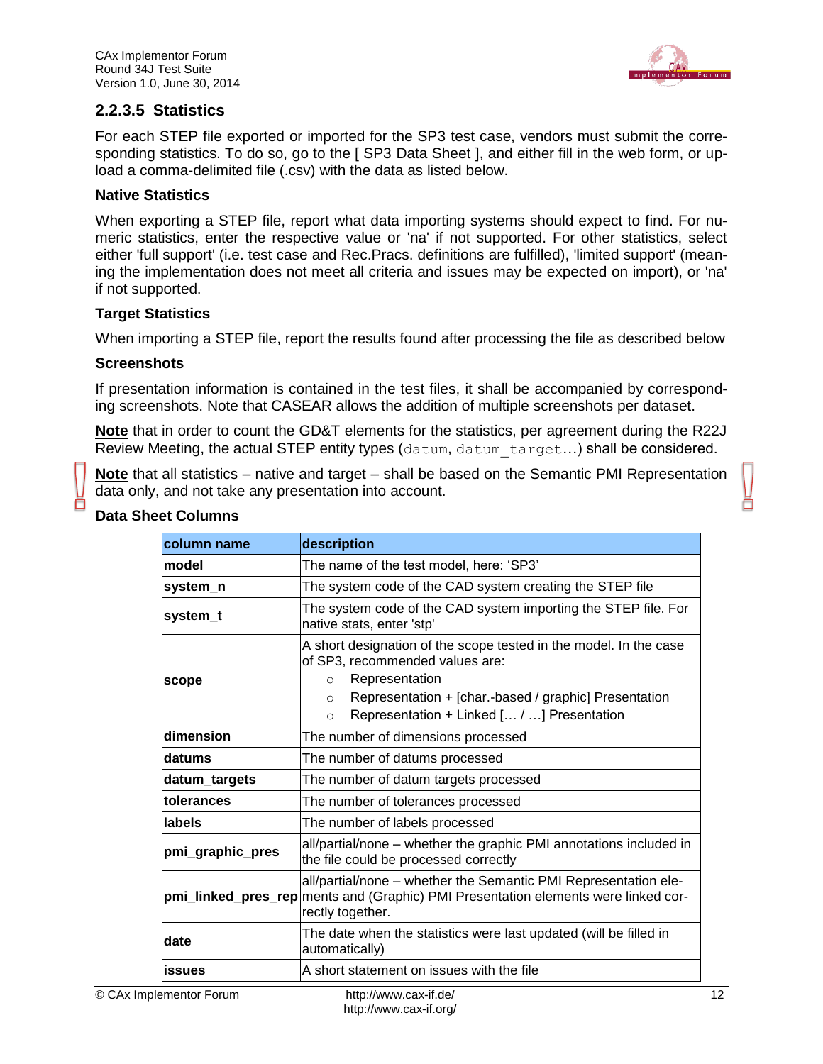### 2.2.3.5 Statistics

For each STEP file exported or imported for the SP3 test case, vendors must submit the corresponding statistics. To do so, go to the [ SP3 Data Sheet ], and either fill in the web form, or upload a comma-delimited file (.csv) with the data as listed below.

**Native Statistics**

When exporting a STEP file, report what data importing systems should expect to find. For numeric statistics, enter the respective value or 'na' if not supported. For other statistics, select either 'full support' (i.e. test case and Rec.Pracs. definitions are fulfilled), 'limited support' (meaning the implementation does not meet all criteria and issues may be expected on import), or 'na' if not supported.

**Target Statistics**

When importing a STEP file, report the results found after processing the file as described below

**Screenshots**

If presentation information is contained in the test files, it shall be accompanied by corresponding screenshots. Note that CASEAR allows the addition of multiple screenshots per dataset.

**Note** that in order to count the GD&T elements for the statistics, per agreement during the R22J Review Meeting, the actual STEP entity types (`datum`, `datum_target`…) shall be considered.

**Note** that all statistics – native and target – shall be based on the Semantic PMI Representation data only, and not take any presentation into account.

**Data Sheet Columns**

| column name | description |
|---|---|
| **model** | The name of the test model, here: 'SP3' |
| **system_n** | The system code of the CAD system creating the STEP file |
| **system_t** | The system code of the CAD system importing the STEP file. For native stats, enter 'stp' |
| **scope** | A short designation of the scope tested in the model. In the case of SP3, recommended values are:<br>○ Representation<br>○ Representation + [char.-based / graphic] Presentation<br>○ Representation + Linked [… / …] Presentation |
| **dimension** | The number of dimensions processed |
| **datums** | The number of datums processed |
| **datum_targets** | The number of datum targets processed |
| **tolerances** | The number of tolerances processed |
| **labels** | The number of labels processed |
| **pmi_graphic_pres** | all/partial/none – whether the graphic PMI annotations included in the file could be processed correctly |
| **pmi_linked_pres_rep** | all/partial/none – whether the Semantic PMI Representation elements and (Graphic) PMI Presentation elements were linked correctly together. |
| **date** | The date when the statistics were last updated (will be filled in automatically) |
| **issues** | A short statement on issues with the file |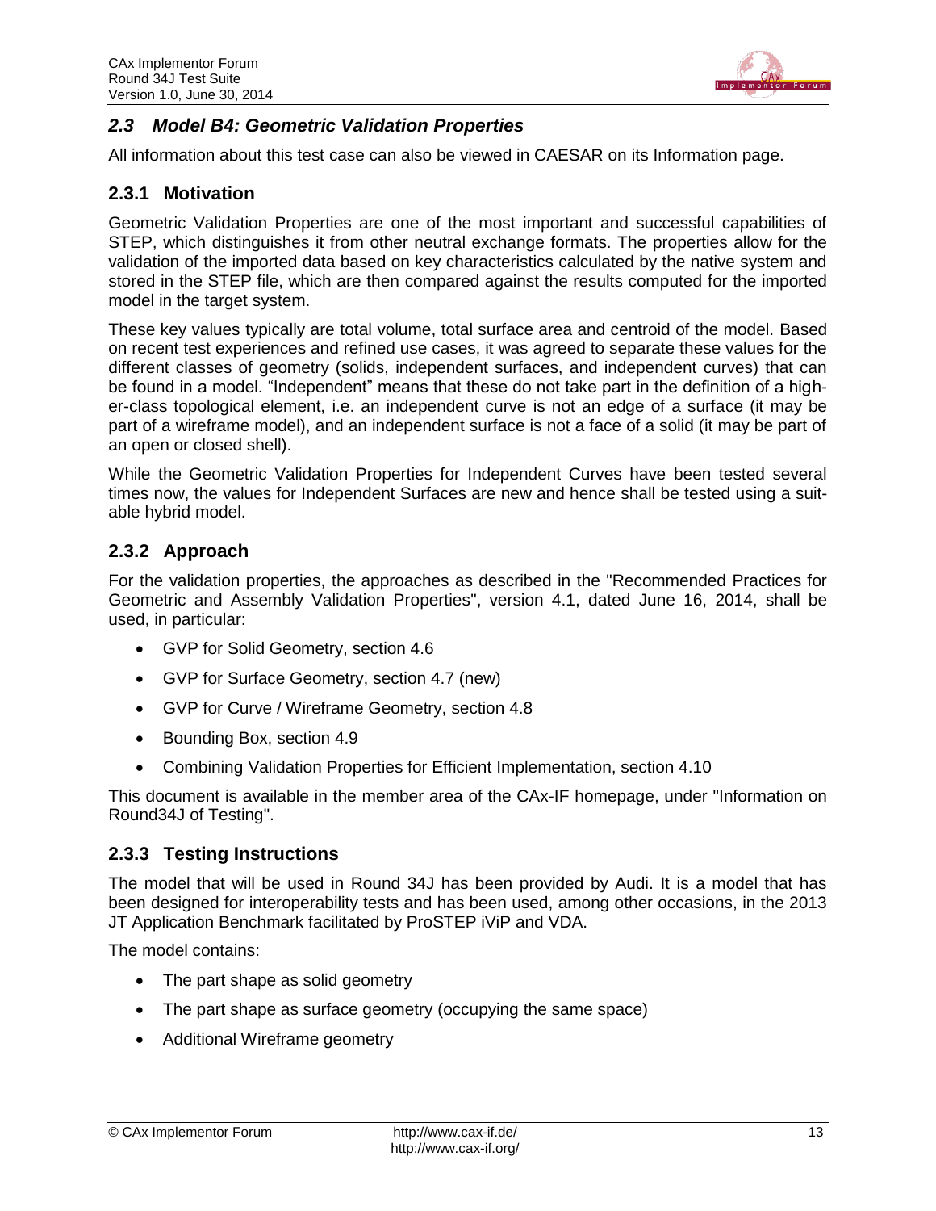## 2.3 Model B4: Geometric Validation Properties

All information about this test case can also be viewed in CAESAR on its Information page.

### 2.3.1 Motivation

Geometric Validation Properties are one of the most important and successful capabilities of STEP, which distinguishes it from other neutral exchange formats. The properties allow for the validation of the imported data based on key characteristics calculated by the native system and stored in the STEP file, which are then compared against the results computed for the imported model in the target system.

These key values typically are total volume, total surface area and centroid of the model. Based on recent test experiences and refined use cases, it was agreed to separate these values for the different classes of geometry (solids, independent surfaces, and independent curves) that can be found in a model. "Independent" means that these do not take part in the definition of a higher-class topological element, i.e. an independent curve is not an edge of a surface (it may be part of a wireframe model), and an independent surface is not a face of a solid (it may be part of an open or closed shell).

While the Geometric Validation Properties for Independent Curves have been tested several times now, the values for Independent Surfaces are new and hence shall be tested using a suitable hybrid model.

### 2.3.2 Approach

For the validation properties, the approaches as described in the "Recommended Practices for Geometric and Assembly Validation Properties", version 4.1, dated June 16, 2014, shall be used, in particular:

- GVP for Solid Geometry, section 4.6
- GVP for Surface Geometry, section 4.7 (new)
- GVP for Curve / Wireframe Geometry, section 4.8
- Bounding Box, section 4.9
- Combining Validation Properties for Efficient Implementation, section 4.10

This document is available in the member area of the CAx-IF homepage, under "Information on Round34J of Testing".

### 2.3.3 Testing Instructions

The model that will be used in Round 34J has been provided by Audi. It is a model that has been designed for interoperability tests and has been used, among other occasions, in the 2013 JT Application Benchmark facilitated by ProSTEP iViP and VDA.

The model contains:

- The part shape as solid geometry
- The part shape as surface geometry (occupying the same space)
- Additional Wireframe geometry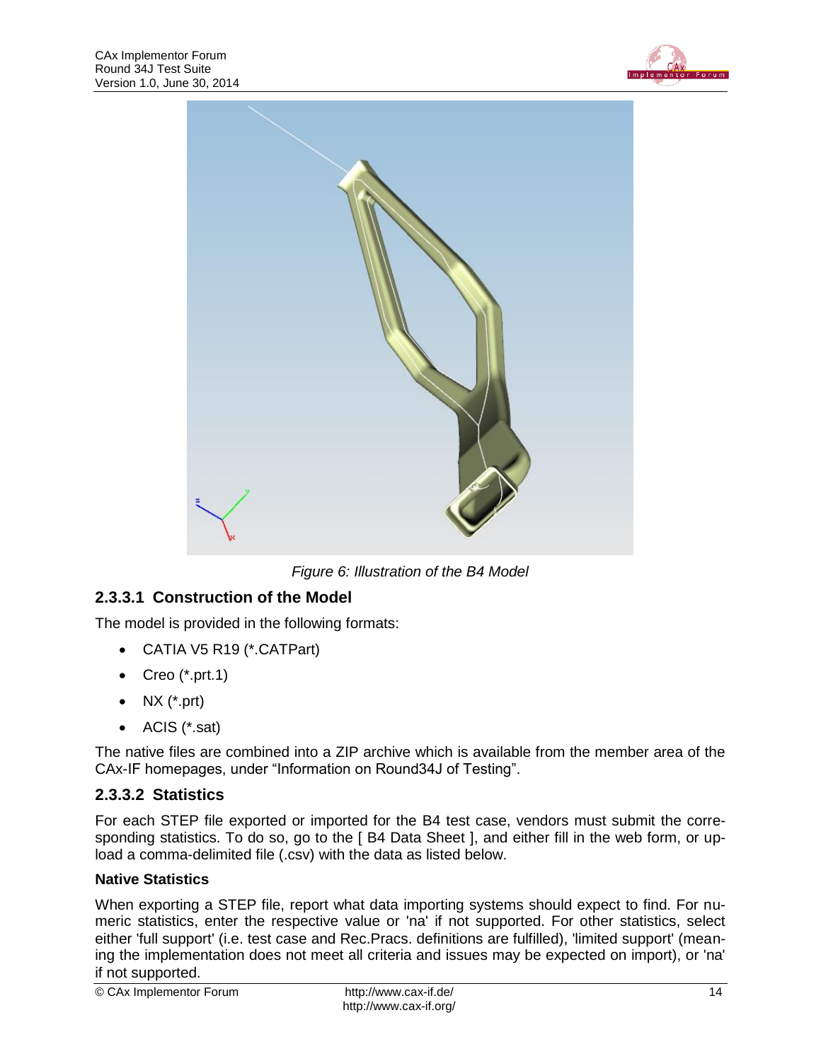*Figure 6: Illustration of the B4 Model*

### 2.3.3.1 Construction of the Model

The model is provided in the following formats:

- CATIA V5 R19 (*.CATPart)
- Creo (*.prt.1)
- NX (*.prt)
- ACIS (*.sat)

The native files are combined into a ZIP archive which is available from the member area of the CAx-IF homepages, under “Information on Round34J of Testing”.

### 2.3.3.2 Statistics

For each STEP file exported or imported for the B4 test case, vendors must submit the corresponding statistics. To do so, go to the [ B4 Data Sheet ], and either fill in the web form, or upload a comma-delimited file (.csv) with the data as listed below.

**Native Statistics**

When exporting a STEP file, report what data importing systems should expect to find. For numeric statistics, enter the respective value or 'na' if not supported. For other statistics, select either 'full support' (i.e. test case and Rec.Pracs. definitions are fulfilled), 'limited support' (meaning the implementation does not meet all criteria and issues may be expected on import), or 'na' if not supported.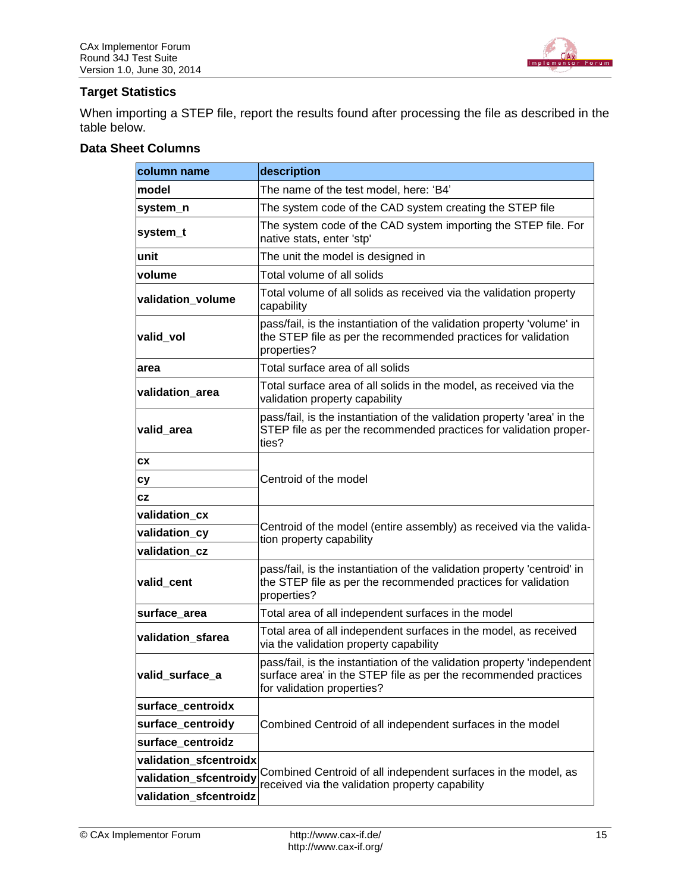### Target Statistics

When importing a STEP file, report the results found after processing the file as described in the table below.

### Data Sheet Columns

| column name | description |
|---|---|
| **model** | The name of the test model, here: 'B4' |
| **system_n** | The system code of the CAD system creating the STEP file |
| **system_t** | The system code of the CAD system importing the STEP file. For native stats, enter 'stp' |
| **unit** | The unit the model is designed in |
| **volume** | Total volume of all solids |
| **validation_volume** | Total volume of all solids as received via the validation property capability |
| **valid_vol** | pass/fail, is the instantiation of the validation property 'volume' in the STEP file as per the recommended practices for validation properties? |
| **area** | Total surface area of all solids |
| **validation_area** | Total surface area of all solids in the model, as received via the validation property capability |
| **valid_area** | pass/fail, is the instantiation of the validation property 'area' in the STEP file as per the recommended practices for validation properties? |
| **cx** | Centroid of the model |
| **cy** | |
| **cz** | |
| **validation_cx** | Centroid of the model (entire assembly) as received via the validation property capability |
| **validation_cy** | |
| **validation_cz** | |
| **valid_cent** | pass/fail, is the instantiation of the validation property 'centroid' in the STEP file as per the recommended practices for validation properties? |
| **surface_area** | Total area of all independent surfaces in the model |
| **validation_sfarea** | Total area of all independent surfaces in the model, as received via the validation property capability |
| **valid_surface_a** | pass/fail, is the instantiation of the validation property 'independent surface area' in the STEP file as per the recommended practices for validation properties? |
| **surface_centroidx** | Combined Centroid of all independent surfaces in the model |
| **surface_centroidy** | |
| **surface_centroidz** | |
| **validation_sfcentroidx** | Combined Centroid of all independent surfaces in the model, as received via the validation property capability |
| **validation_sfcentroidy** | |
| **validation_sfcentroidz** | |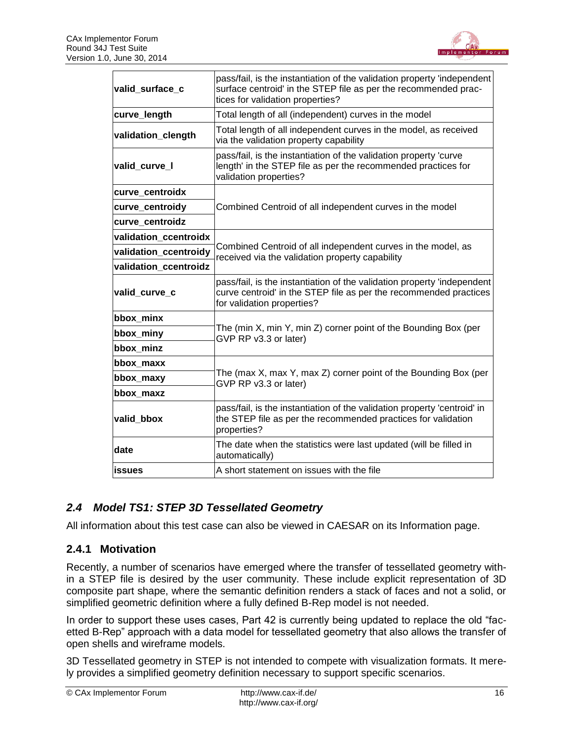| | |
|---|---|
| **valid_surface_c** | pass/fail, is the instantiation of the validation property 'independent surface centroid' in the STEP file as per the recommended practices for validation properties? |
| **curve_length** | Total length of all (independent) curves in the model |
| **validation_clength** | Total length of all independent curves in the model, as received via the validation property capability |
| **valid_curve_l** | pass/fail, is the instantiation of the validation property 'curve length' in the STEP file as per the recommended practices for validation properties? |
| **curve_centroidx** | Combined Centroid of all independent curves in the model |
| **curve_centroidy** | |
| **curve_centroidz** | |
| **validation_ccentroidx** | Combined Centroid of all independent curves in the model, as received via the validation property capability |
| **validation_ccentroidy** | |
| **validation_ccentroidz** | |
| **valid_curve_c** | pass/fail, is the instantiation of the validation property 'independent curve centroid' in the STEP file as per the recommended practices for validation properties? |
| **bbox_minx** | The (min X, min Y, min Z) corner point of the Bounding Box (per GVP RP v3.3 or later) |
| **bbox_miny** | |
| **bbox_minz** | |
| **bbox_maxx** | The (max X, max Y, max Z) corner point of the Bounding Box (per GVP RP v3.3 or later) |
| **bbox_maxy** | |
| **bbox_maxz** | |
| **valid_bbox** | pass/fail, is the instantiation of the validation property 'centroid' in the STEP file as per the recommended practices for validation properties? |
| **date** | The date when the statistics were last updated (will be filled in automatically) |
| **issues** | A short statement on issues with the file |

## *2.4 Model TS1: STEP 3D Tessellated Geometry*

All information about this test case can also be viewed in CAESAR on its Information page.

### 2.4.1 Motivation

Recently, a number of scenarios have emerged where the transfer of tessellated geometry within a STEP file is desired by the user community. These include explicit representation of 3D composite part shape, where the semantic definition renders a stack of faces and not a solid, or simplified geometric definition where a fully defined B-Rep model is not needed.

In order to support these uses cases, Part 42 is currently being updated to replace the old "facetted B-Rep" approach with a data model for tessellated geometry that also allows the transfer of open shells and wireframe models.

3D Tessellated geometry in STEP is not intended to compete with visualization formats. It merely provides a simplified geometry definition necessary to support specific scenarios.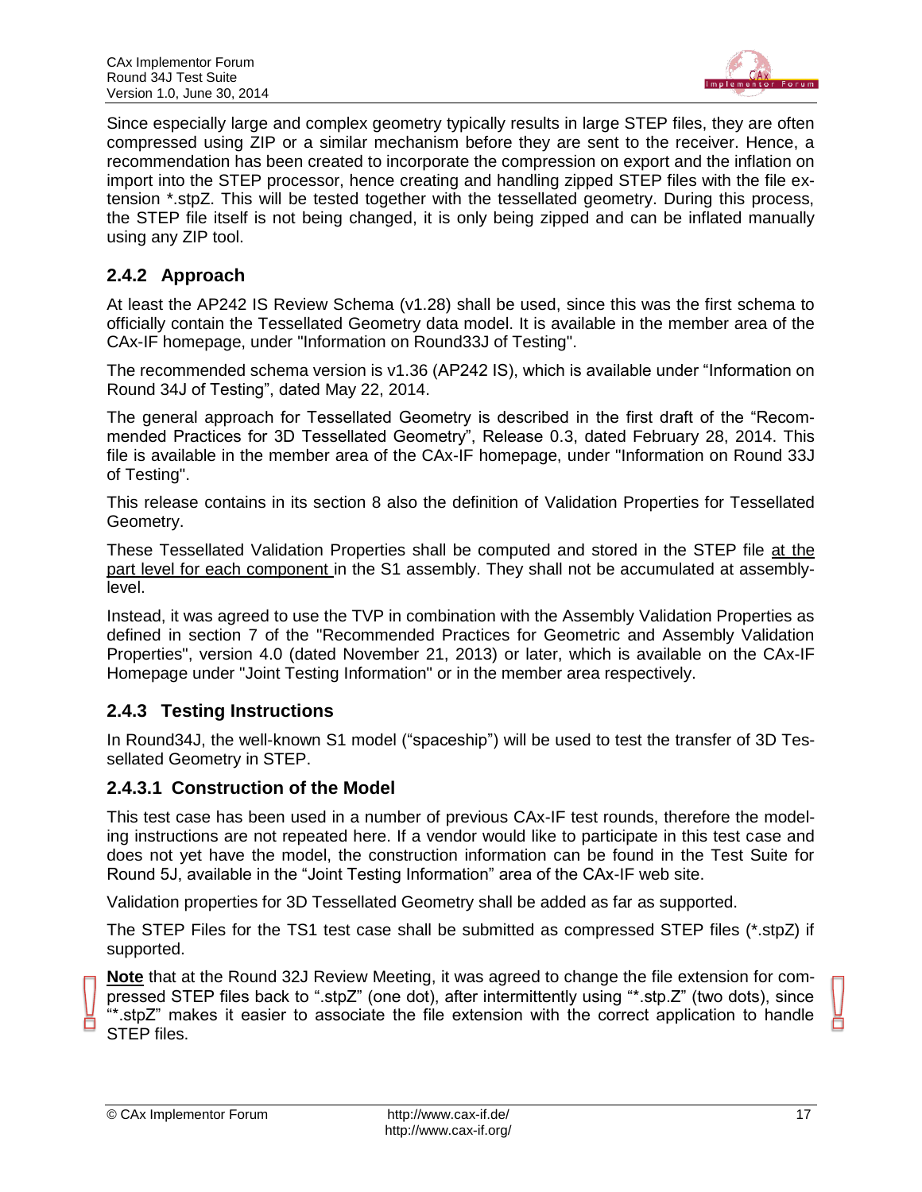Since especially large and complex geometry typically results in large STEP files, they are often compressed using ZIP or a similar mechanism before they are sent to the receiver. Hence, a recommendation has been created to incorporate the compression on export and the inflation on import into the STEP processor, hence creating and handling zipped STEP files with the file extension *.stpZ. This will be tested together with the tessellated geometry. During this process, the STEP file itself is not being changed, it is only being zipped and can be inflated manually using any ZIP tool.

### 2.4.2 Approach

At least the AP242 IS Review Schema (v1.28) shall be used, since this was the first schema to officially contain the Tessellated Geometry data model. It is available in the member area of the CAx-IF homepage, under "Information on Round33J of Testing".

The recommended schema version is v1.36 (AP242 IS), which is available under "Information on Round 34J of Testing", dated May 22, 2014.

The general approach for Tessellated Geometry is described in the first draft of the "Recommended Practices for 3D Tessellated Geometry", Release 0.3, dated February 28, 2014. This file is available in the member area of the CAx-IF homepage, under "Information on Round 33J of Testing".

This release contains in its section 8 also the definition of Validation Properties for Tessellated Geometry.

These Tessellated Validation Properties shall be computed and stored in the STEP file <u>at the part level for each component</u> in the S1 assembly. They shall not be accumulated at assembly-level.

Instead, it was agreed to use the TVP in combination with the Assembly Validation Properties as defined in section 7 of the "Recommended Practices for Geometric and Assembly Validation Properties", version 4.0 (dated November 21, 2013) or later, which is available on the CAx-IF Homepage under "Joint Testing Information" or in the member area respectively.

### 2.4.3 Testing Instructions

In Round34J, the well-known S1 model ("spaceship") will be used to test the transfer of 3D Tessellated Geometry in STEP.

#### 2.4.3.1 Construction of the Model

This test case has been used in a number of previous CAx-IF test rounds, therefore the modeling instructions are not repeated here. If a vendor would like to participate in this test case and does not yet have the model, the construction information can be found in the Test Suite for Round 5J, available in the "Joint Testing Information" area of the CAx-IF web site.

Validation properties for 3D Tessellated Geometry shall be added as far as supported.

The STEP Files for the TS1 test case shall be submitted as compressed STEP files (*.stpZ) if supported.

**<u>Note</u>** that at the Round 32J Review Meeting, it was agreed to change the file extension for compressed STEP files back to ".stpZ" (one dot), after intermittently using "*.stp.Z" (two dots), since "*.stpZ" makes it easier to associate the file extension with the correct application to handle STEP files.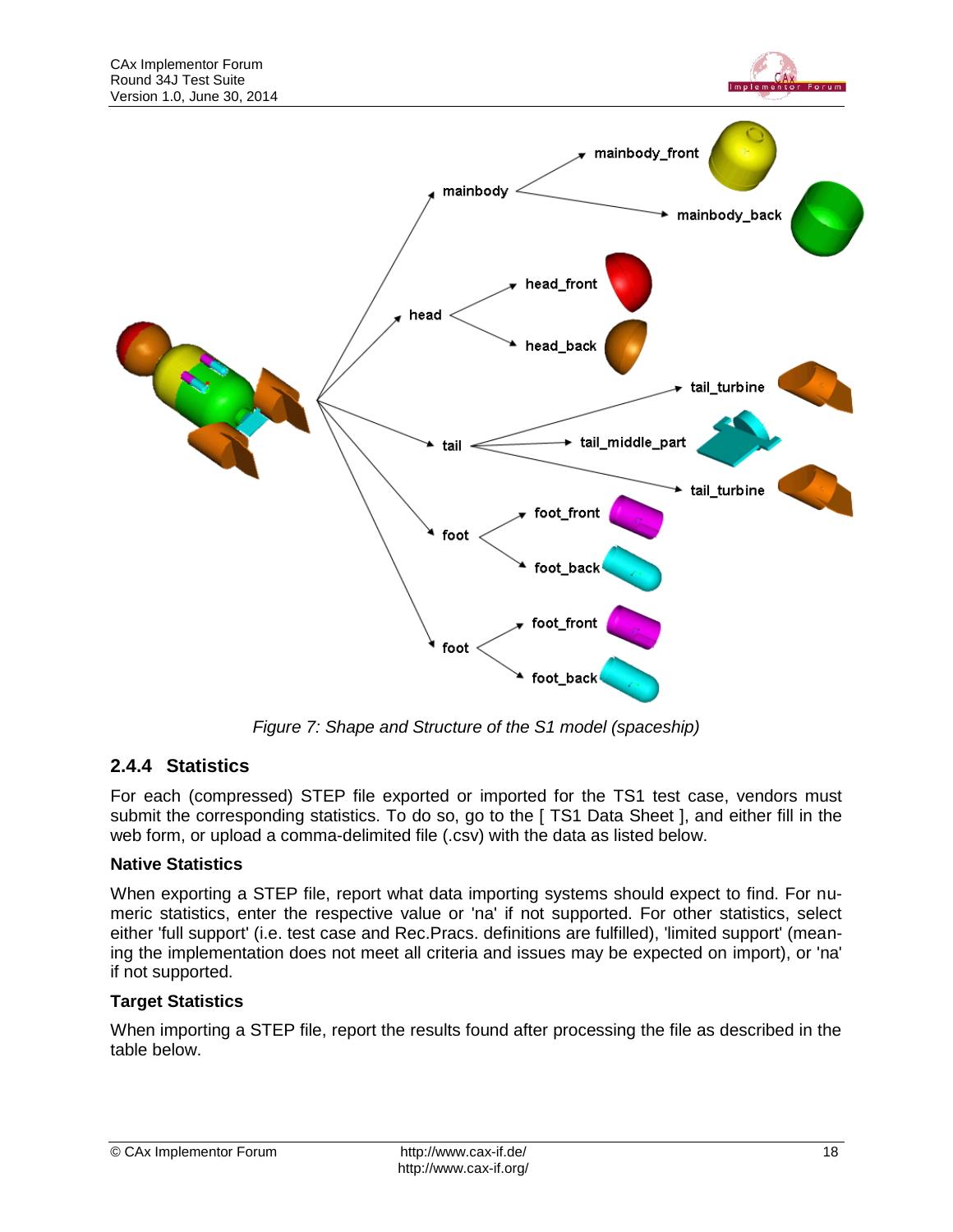*Figure 7: Shape and Structure of the S1 model (spaceship)*

### 2.4.4 Statistics

For each (compressed) STEP file exported or imported for the TS1 test case, vendors must submit the corresponding statistics. To do so, go to the [ TS1 Data Sheet ], and either fill in the web form, or upload a comma-delimited file (.csv) with the data as listed below.

**Native Statistics**

When exporting a STEP file, report what data importing systems should expect to find. For numeric statistics, enter the respective value or 'na' if not supported. For other statistics, select either 'full support' (i.e. test case and Rec.Pracs. definitions are fulfilled), 'limited support' (meaning the implementation does not meet all criteria and issues may be expected on import), or 'na' if not supported.

**Target Statistics**

When importing a STEP file, report the results found after processing the file as described in the table below.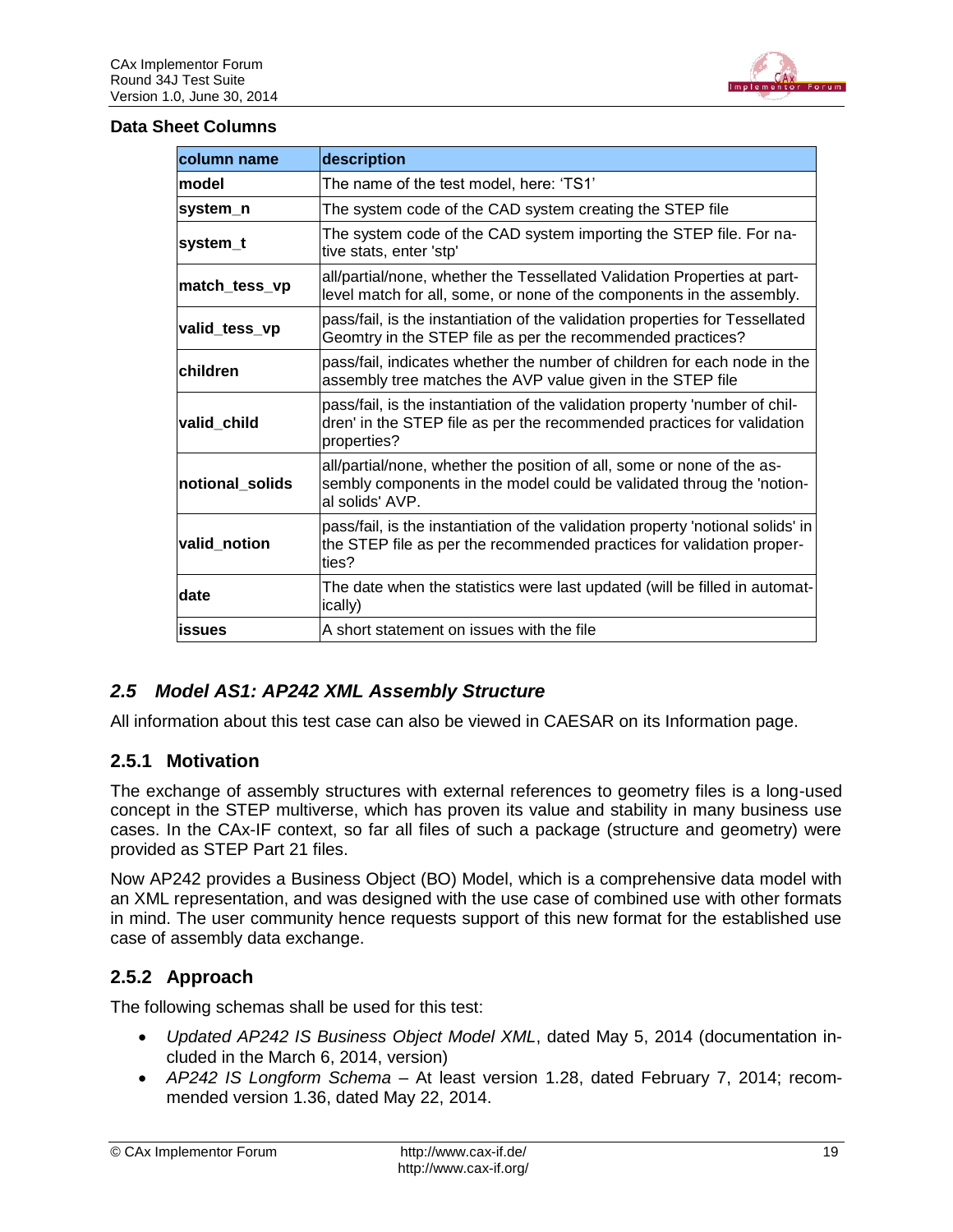**Data Sheet Columns**

| column name | description |
|---|---|
| model | The name of the test model, here: 'TS1' |
| system_n | The system code of the CAD system creating the STEP file |
| system_t | The system code of the CAD system importing the STEP file. For native stats, enter 'stp' |
| match_tess_vp | all/partial/none, whether the Tessellated Validation Properties at part-level match for all, some, or none of the components in the assembly. |
| valid_tess_vp | pass/fail, is the instantiation of the validation properties for Tessellated Geomtry in the STEP file as per the recommended practices? |
| children | pass/fail, indicates whether the number of children for each node in the assembly tree matches the AVP value given in the STEP file |
| valid_child | pass/fail, is the instantiation of the validation property 'number of children' in the STEP file as per the recommended practices for validation properties? |
| notional_solids | all/partial/none, whether the position of all, some or none of the assembly components in the model could be validated throug the 'notional solids' AVP. |
| valid_notion | pass/fail, is the instantiation of the validation property 'notional solids' in the STEP file as per the recommended practices for validation properties? |
| date | The date when the statistics were last updated (will be filled in automatically) |
| issues | A short statement on issues with the file |

## *2.5 Model AS1: AP242 XML Assembly Structure*

All information about this test case can also be viewed in CAESAR on its Information page.

### 2.5.1 Motivation

The exchange of assembly structures with external references to geometry files is a long-used concept in the STEP multiverse, which has proven its value and stability in many business use cases. In the CAx-IF context, so far all files of such a package (structure and geometry) were provided as STEP Part 21 files.

Now AP242 provides a Business Object (BO) Model, which is a comprehensive data model with an XML representation, and was designed with the use case of combined use with other formats in mind. The user community hence requests support of this new format for the established use case of assembly data exchange.

### 2.5.2 Approach

The following schemas shall be used for this test:

- *Updated AP242 IS Business Object Model XML*, dated May 5, 2014 (documentation included in the March 6, 2014, version)
- *AP242 IS Longform Schema* – At least version 1.28, dated February 7, 2014; recommended version 1.36, dated May 22, 2014.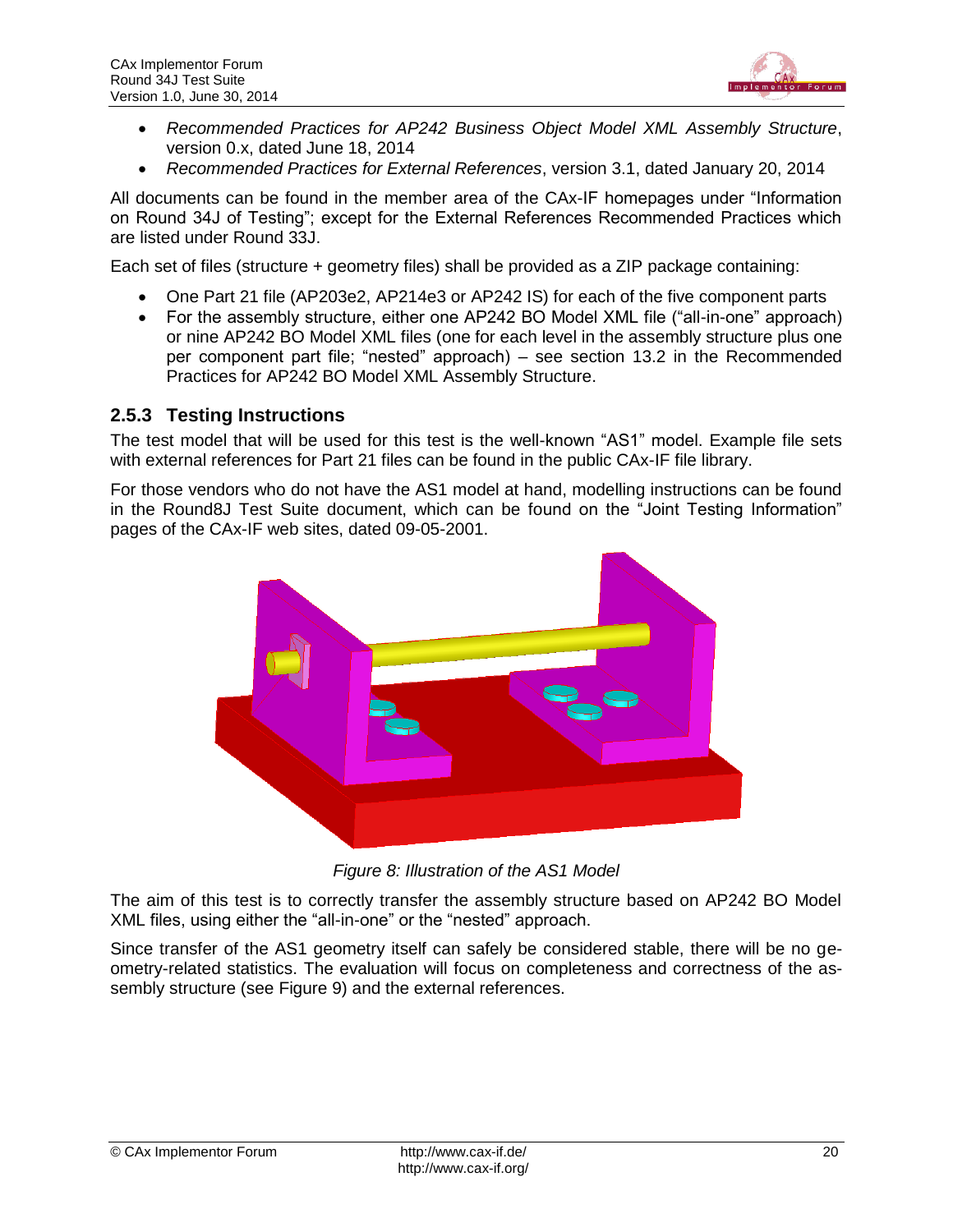- *Recommended Practices for AP242 Business Object Model XML Assembly Structure*, version 0.x, dated June 18, 2014
- *Recommended Practices for External References*, version 3.1, dated January 20, 2014

All documents can be found in the member area of the CAx-IF homepages under “Information on Round 34J of Testing”; except for the External References Recommended Practices which are listed under Round 33J.

Each set of files (structure + geometry files) shall be provided as a ZIP package containing:

- One Part 21 file (AP203e2, AP214e3 or AP242 IS) for each of the five component parts
- For the assembly structure, either one AP242 BO Model XML file (“all-in-one” approach) or nine AP242 BO Model XML files (one for each level in the assembly structure plus one per component part file; “nested” approach) – see section 13.2 in the Recommended Practices for AP242 BO Model XML Assembly Structure.

### 2.5.3 Testing Instructions

The test model that will be used for this test is the well-known “AS1” model. Example file sets with external references for Part 21 files can be found in the public CAx-IF file library.

For those vendors who do not have the AS1 model at hand, modelling instructions can be found in the Round8J Test Suite document, which can be found on the “Joint Testing Information” pages of the CAx-IF web sites, dated 09-05-2001.

*Figure 8: Illustration of the AS1 Model*

The aim of this test is to correctly transfer the assembly structure based on AP242 BO Model XML files, using either the “all-in-one” or the “nested” approach.

Since transfer of the AS1 geometry itself can safely be considered stable, there will be no geometry-related statistics. The evaluation will focus on completeness and correctness of the assembly structure (see Figure 9) and the external references.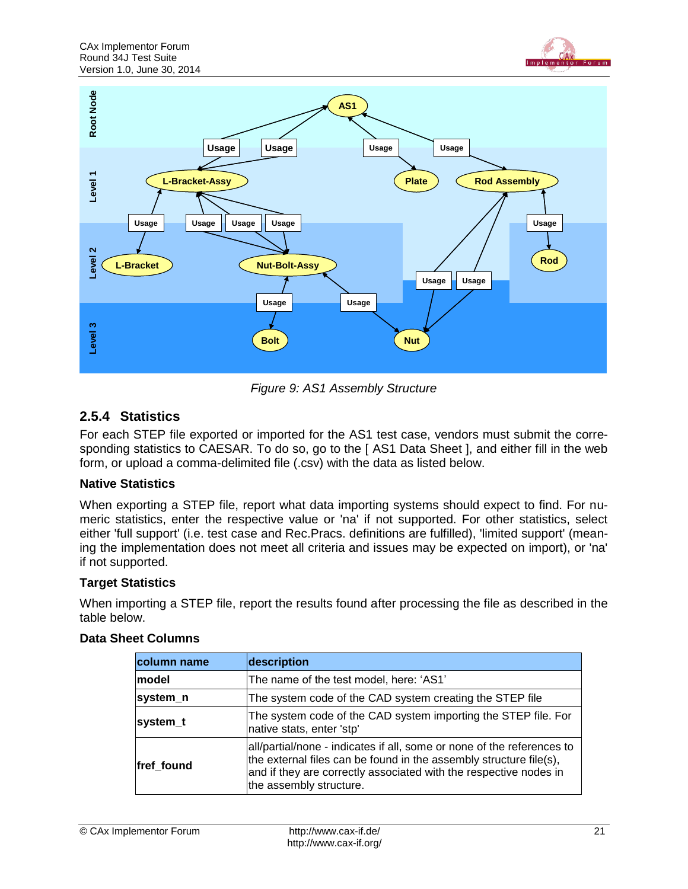Figure 9: AS1 Assembly Structure

### 2.5.4 Statistics

For each STEP file exported or imported for the AS1 test case, vendors must submit the corresponding statistics to CAESAR. To do so, go to the [ AS1 Data Sheet ], and either fill in the web form, or upload a comma-delimited file (.csv) with the data as listed below.

**Native Statistics**

When exporting a STEP file, report what data importing systems should expect to find. For numeric statistics, enter the respective value or 'na' if not supported. For other statistics, select either 'full support' (i.e. test case and Rec.Pracs. definitions are fulfilled), 'limited support' (meaning the implementation does not meet all criteria and issues may be expected on import), or 'na' if not supported.

**Target Statistics**

When importing a STEP file, report the results found after processing the file as described in the table below.

**Data Sheet Columns**

| column name | description |
|---|---|
| **model** | The name of the test model, here: 'AS1' |
| **system_n** | The system code of the CAD system creating the STEP file |
| **system_t** | The system code of the CAD system importing the STEP file. For native stats, enter 'stp' |
| **fref_found** | all/partial/none - indicates if all, some or none of the references to the external files can be found in the assembly structure file(s), and if they are correctly associated with the respective nodes in the assembly structure. |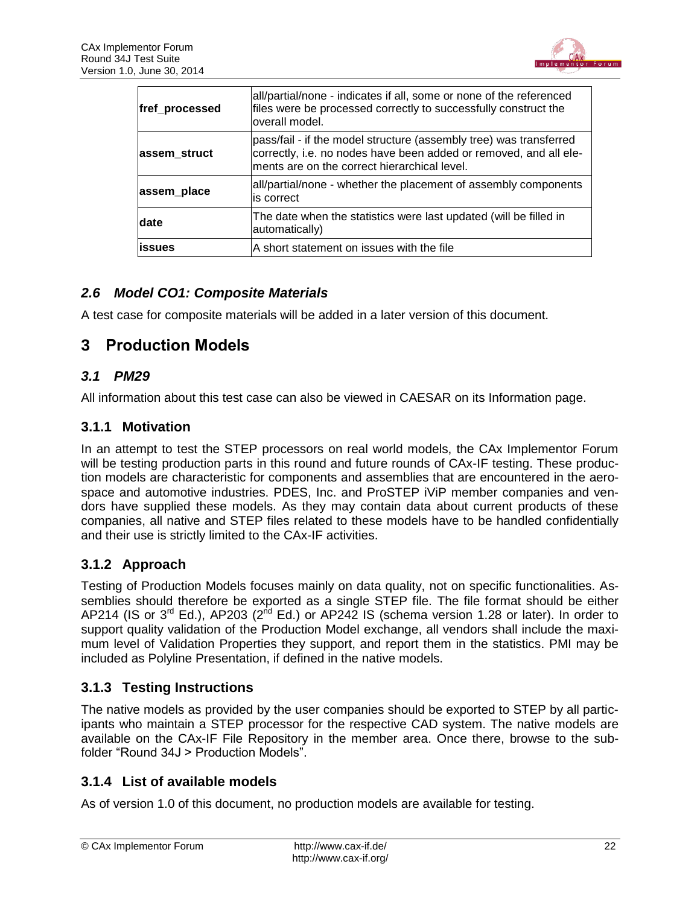| | |
|---|---|
| **fref_processed** | all/partial/none - indicates if all, some or none of the referenced files were be processed correctly to successfully construct the overall model. |
| **assem_struct** | pass/fail - if the model structure (assembly tree) was transferred correctly, i.e. no nodes have been added or removed, and all elements are on the correct hierarchical level. |
| **assem_place** | all/partial/none - whether the placement of assembly components is correct |
| **date** | The date when the statistics were last updated (will be filled in automatically) |
| **issues** | A short statement on issues with the file |

### *2.6 Model CO1: Composite Materials*

A test case for composite materials will be added in a later version of this document.

# 3 Production Models

### *3.1 PM29*

All information about this test case can also be viewed in CAESAR on its Information page.

### 3.1.1 Motivation

In an attempt to test the STEP processors on real world models, the CAx Implementor Forum will be testing production parts in this round and future rounds of CAx-IF testing. These production models are characteristic for components and assemblies that are encountered in the aerospace and automotive industries. PDES, Inc. and ProSTEP iViP member companies and vendors have supplied these models. As they may contain data about current products of these companies, all native and STEP files related to these models have to be handled confidentially and their use is strictly limited to the CAx-IF activities.

### 3.1.2 Approach

Testing of Production Models focuses mainly on data quality, not on specific functionalities. Assemblies should therefore be exported as a single STEP file. The file format should be either AP214 (IS or 3rd Ed.), AP203 (2nd Ed.) or AP242 IS (schema version 1.28 or later). In order to support quality validation of the Production Model exchange, all vendors shall include the maximum level of Validation Properties they support, and report them in the statistics. PMI may be included as Polyline Presentation, if defined in the native models.

### 3.1.3 Testing Instructions

The native models as provided by the user companies should be exported to STEP by all participants who maintain a STEP processor for the respective CAD system. The native models are available on the CAx-IF File Repository in the member area. Once there, browse to the subfolder “Round 34J > Production Models”.

### 3.1.4 List of available models

As of version 1.0 of this document, no production models are available for testing.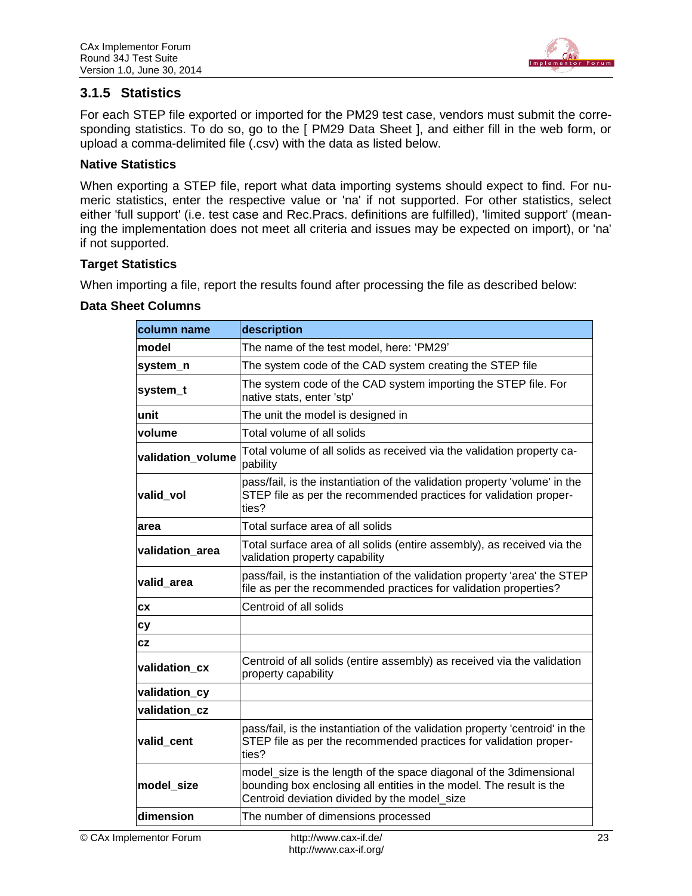### 3.1.5 Statistics

For each STEP file exported or imported for the PM29 test case, vendors must submit the corresponding statistics. To do so, go to the [ PM29 Data Sheet ], and either fill in the web form, or upload a comma-delimited file (.csv) with the data as listed below.

**Native Statistics**

When exporting a STEP file, report what data importing systems should expect to find. For numeric statistics, enter the respective value or 'na' if not supported. For other statistics, select either 'full support' (i.e. test case and Rec.Pracs. definitions are fulfilled), 'limited support' (meaning the implementation does not meet all criteria and issues may be expected on import), or 'na' if not supported.

**Target Statistics**

When importing a file, report the results found after processing the file as described below:

**Data Sheet Columns**

| column name | description |
|---|---|
| **model** | The name of the test model, here: 'PM29' |
| **system_n** | The system code of the CAD system creating the STEP file |
| **system_t** | The system code of the CAD system importing the STEP file. For native stats, enter 'stp' |
| **unit** | The unit the model is designed in |
| **volume** | Total volume of all solids |
| **validation_volume** | Total volume of all solids as received via the validation property capability |
| **valid_vol** | pass/fail, is the instantiation of the validation property 'volume' in the STEP file as per the recommended practices for validation properties? |
| **area** | Total surface area of all solids |
| **validation_area** | Total surface area of all solids (entire assembly), as received via the validation property capability |
| **valid_area** | pass/fail, is the instantiation of the validation property 'area' the STEP file as per the recommended practices for validation properties? |
| **cx** | Centroid of all solids |
| **cy** | |
| **cz** | |
| **validation_cx** | Centroid of all solids (entire assembly) as received via the validation property capability |
| **validation_cy** | |
| **validation_cz** | |
| **valid_cent** | pass/fail, is the instantiation of the validation property 'centroid' in the STEP file as per the recommended practices for validation properties? |
| **model_size** | model_size is the length of the space diagonal of the 3dimensional bounding box enclosing all entities in the model. The result is the Centroid deviation divided by the model_size |
| **dimension** | The number of dimensions processed |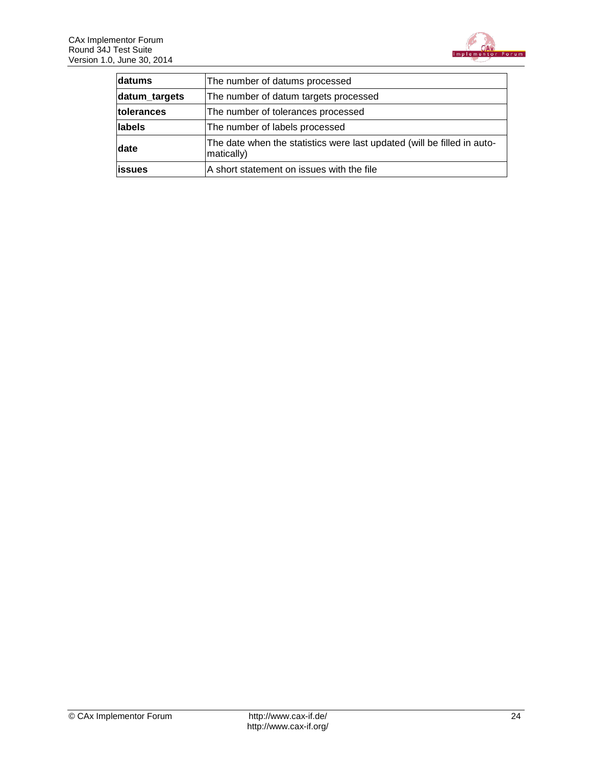| | |
|---|---|
| **datums** | The number of datums processed |
| **datum_targets** | The number of datum targets processed |
| **tolerances** | The number of tolerances processed |
| **labels** | The number of labels processed |
| **date** | The date when the statistics were last updated (will be filled in automatically) |
| **issues** | A short statement on issues with the file |